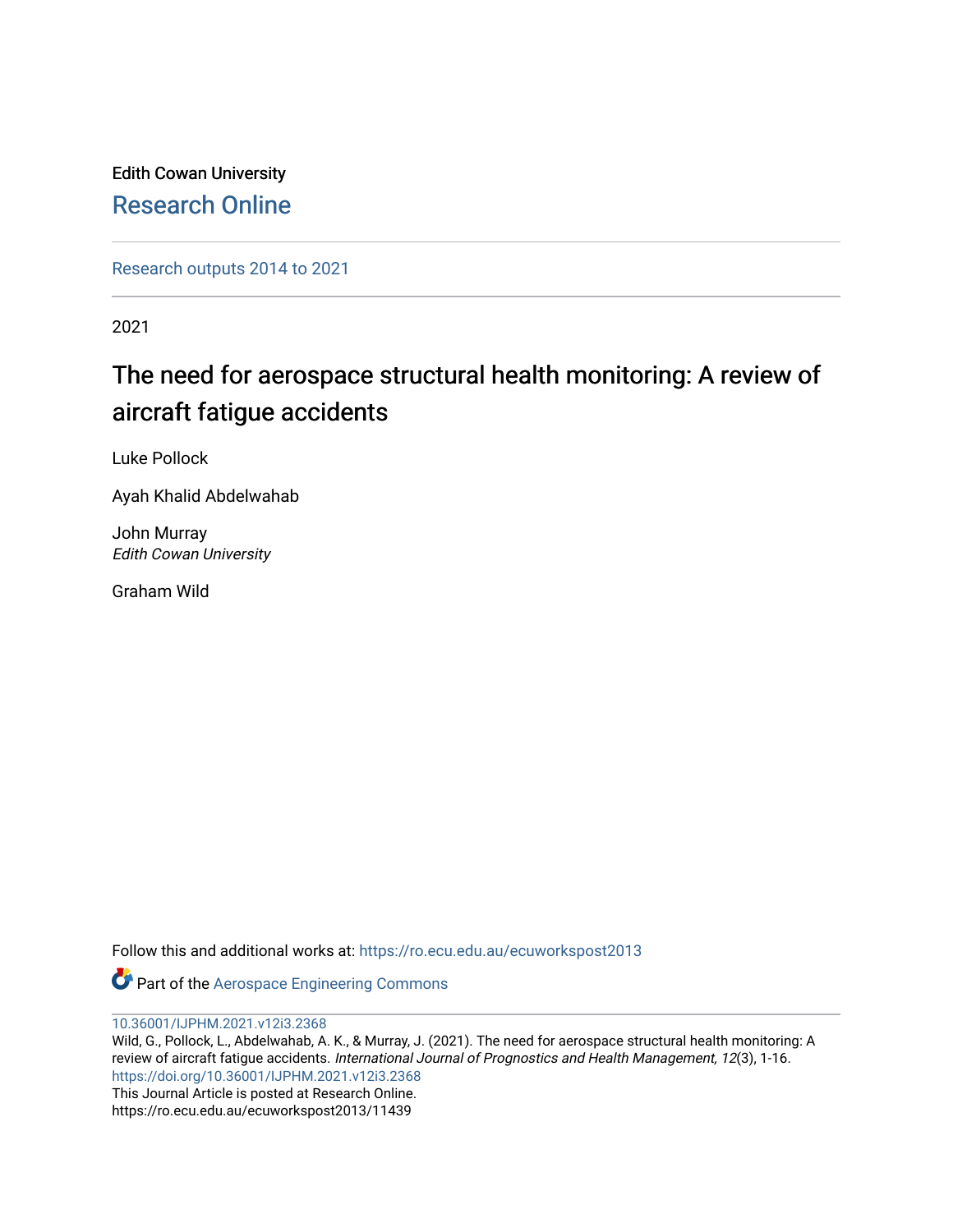Edith Cowan University

Research Online

Research outputs 2014 to 2021

2021

# The need for aerospace structural health monitoring: A review of aircraft fatigue accidents

Luke Pollock

Ayah Khalid Abdelwahab

John Murray
*Edith Cowan University*

Graham Wild

Follow this and additional works at: https://ro.ecu.edu.au/ecuworkspost2013

Part of the Aerospace Engineering Commons

10.36001/IJPHM.2021.v12i3.2368

Wild, G., Pollock, L., Abdelwahab, A. K., & Murray, J. (2021). The need for aerospace structural health monitoring: A review of aircraft fatigue accidents. *International Journal of Prognostics and Health Management, 12*(3), 1-16. https://doi.org/10.36001/IJPHM.2021.v12i3.2368

This Journal Article is posted at Research Online.
https://ro.ecu.edu.au/ecuworkspost2013/11439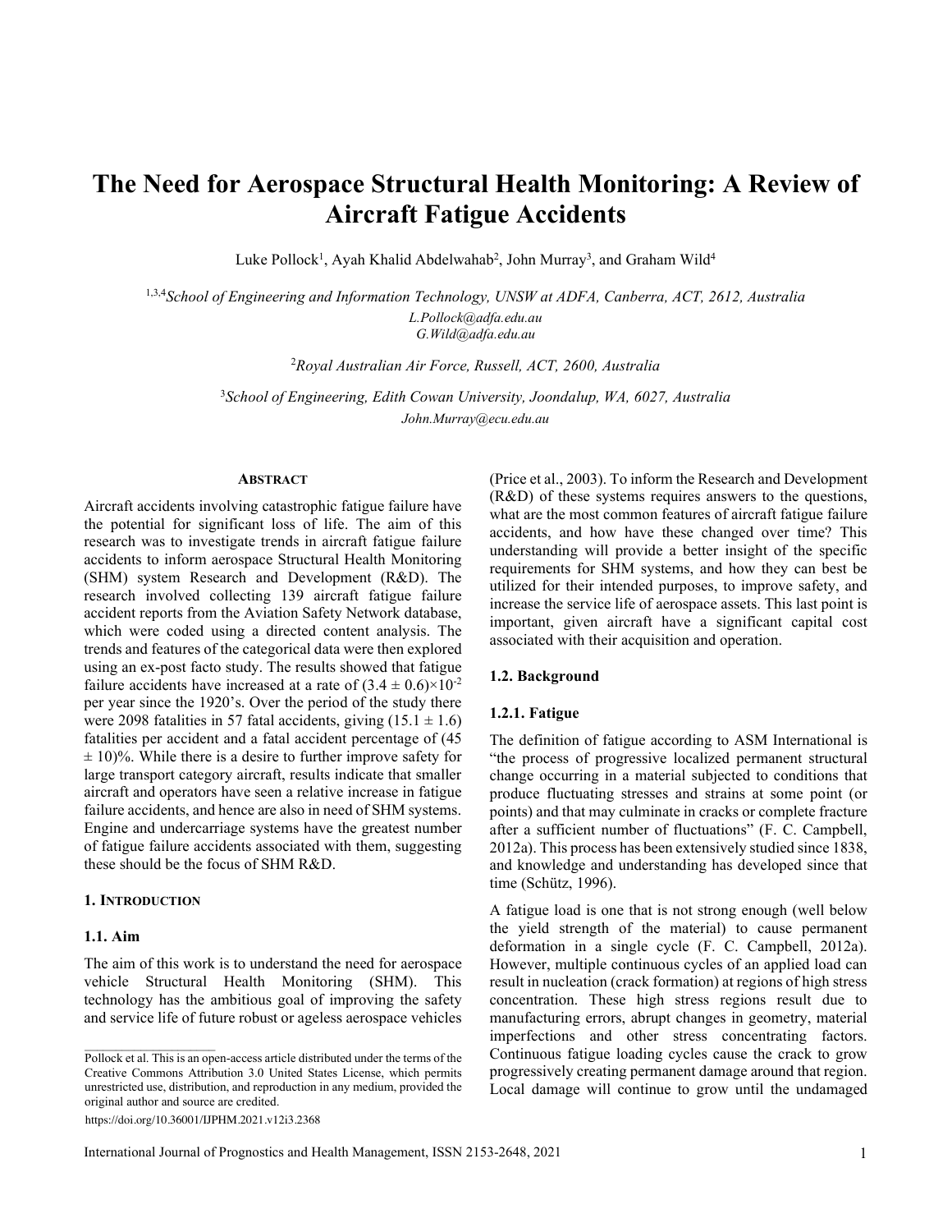# The Need for Aerospace Structural Health Monitoring: A Review of Aircraft Fatigue Accidents

Luke Pollock[1], Ayah Khalid Abdelwahab[2], John Murray[3], and Graham Wild[4]

[1,3,4]*School of Engineering and Information Technology, UNSW at ADFA, Canberra, ACT, 2612, Australia*
*L.Pollock@adfa.edu.au*
*G.Wild@adfa.edu.au*

[2]*Royal Australian Air Force, Russell, ACT, 2600, Australia*

[3]*School of Engineering, Edith Cowan University, Joondalup, WA, 6027, Australia*
*John.Murray@ecu.edu.au*

## ABSTRACT

Aircraft accidents involving catastrophic fatigue failure have the potential for significant loss of life. The aim of this research was to investigate trends in aircraft fatigue failure accidents to inform aerospace Structural Health Monitoring (SHM) system Research and Development (R&D). The research involved collecting 139 aircraft fatigue failure accident reports from the Aviation Safety Network database, which were coded using a directed content analysis. The trends and features of the categorical data were then explored using an ex-post facto study. The results showed that fatigue failure accidents have increased at a rate of $(3.4 \pm 0.6)\times10^{-2}$ per year since the 1920's. Over the period of the study there were 2098 fatalities in 57 fatal accidents, giving $(15.1 \pm 1.6)$ fatalities per accident and a fatal accident percentage of $(45 \pm 10)\%$. While there is a desire to further improve safety for large transport category aircraft, results indicate that smaller aircraft and operators have seen a relative increase in fatigue failure accidents, and hence are also in need of SHM systems. Engine and undercarriage systems have the greatest number of fatigue failure accidents associated with them, suggesting these should be the focus of SHM R&D.

## 1. INTRODUCTION

### 1.1. Aim

The aim of this work is to understand the need for aerospace vehicle Structural Health Monitoring (SHM). This technology has the ambitious goal of improving the safety and service life of future robust or ageless aerospace vehicles (Price et al., 2003). To inform the Research and Development (R&D) of these systems requires answers to the questions, what are the most common features of aircraft fatigue failure accidents, and how have these changed over time? This understanding will provide a better insight of the specific requirements for SHM systems, and how they can best be utilized for their intended purposes, to improve safety, and increase the service life of aerospace assets. This last point is important, given aircraft have a significant capital cost associated with their acquisition and operation.

### 1.2. Background

#### 1.2.1. Fatigue

The definition of fatigue according to ASM International is "the process of progressive localized permanent structural change occurring in a material subjected to conditions that produce fluctuating stresses and strains at some point (or points) and that may culminate in cracks or complete fracture after a sufficient number of fluctuations" (F. C. Campbell, 2012a). This process has been extensively studied since 1838, and knowledge and understanding has developed since that time (Schütz, 1996).

A fatigue load is one that is not strong enough (well below the yield strength of the material) to cause permanent deformation in a single cycle (F. C. Campbell, 2012a). However, multiple continuous cycles of an applied load can result in nucleation (crack formation) at regions of high stress concentration. These high stress regions result due to manufacturing errors, abrupt changes in geometry, material imperfections and other stress concentrating factors. Continuous fatigue loading cycles cause the crack to grow progressively creating permanent damage around that region. Local damage will continue to grow until the undamaged

Pollock et al. This is an open-access article distributed under the terms of the Creative Commons Attribution 3.0 United States License, which permits unrestricted use, distribution, and reproduction in any medium, provided the original author and source are credited.

https://doi.org/10.36001/IJPHM.2021.v12i3.2368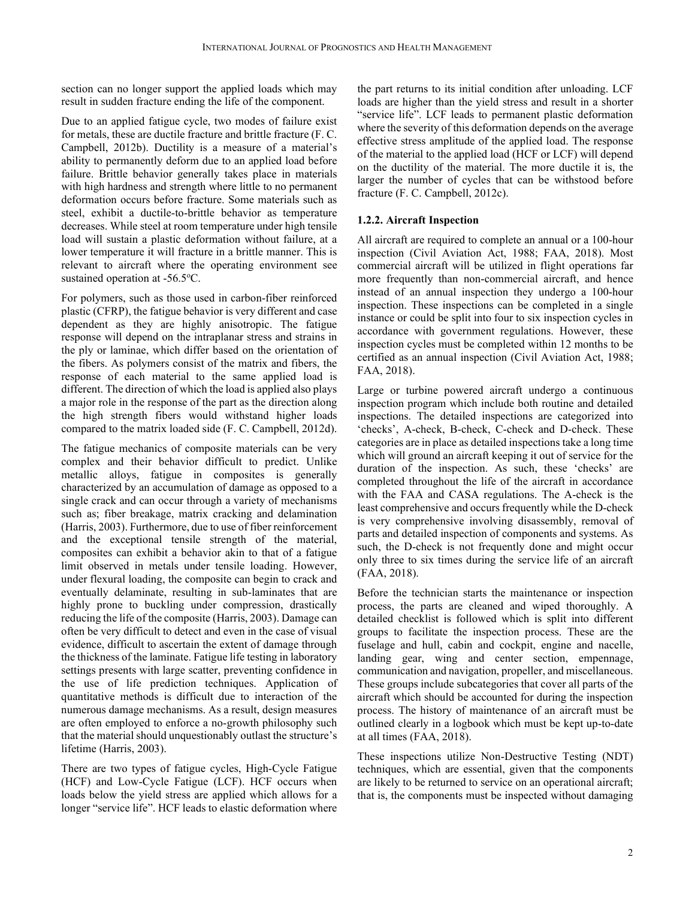section can no longer support the applied loads which may result in sudden fracture ending the life of the component.

Due to an applied fatigue cycle, two modes of failure exist for metals, these are ductile fracture and brittle fracture (F. C. Campbell, 2012b). Ductility is a measure of a material's ability to permanently deform due to an applied load before failure. Brittle behavior generally takes place in materials with high hardness and strength where little to no permanent deformation occurs before fracture. Some materials such as steel, exhibit a ductile-to-brittle behavior as temperature decreases. While steel at room temperature under high tensile load will sustain a plastic deformation without failure, at a lower temperature it will fracture in a brittle manner. This is relevant to aircraft where the operating environment see sustained operation at -56.5ºC.

For polymers, such as those used in carbon-fiber reinforced plastic (CFRP), the fatigue behavior is very different and case dependent as they are highly anisotropic. The fatigue response will depend on the intraplanar stress and strains in the ply or laminae, which differ based on the orientation of the fibers. As polymers consist of the matrix and fibers, the response of each material to the same applied load is different. The direction of which the load is applied also plays a major role in the response of the part as the direction along the high strength fibers would withstand higher loads compared to the matrix loaded side (F. C. Campbell, 2012d).

The fatigue mechanics of composite materials can be very complex and their behavior difficult to predict. Unlike metallic alloys, fatigue in composites is generally characterized by an accumulation of damage as opposed to a single crack and can occur through a variety of mechanisms such as; fiber breakage, matrix cracking and delamination (Harris, 2003). Furthermore, due to use of fiber reinforcement and the exceptional tensile strength of the material, composites can exhibit a behavior akin to that of a fatigue limit observed in metals under tensile loading. However, under flexural loading, the composite can begin to crack and eventually delaminate, resulting in sub-laminates that are highly prone to buckling under compression, drastically reducing the life of the composite (Harris, 2003). Damage can often be very difficult to detect and even in the case of visual evidence, difficult to ascertain the extent of damage through the thickness of the laminate. Fatigue life testing in laboratory settings presents with large scatter, preventing confidence in the use of life prediction techniques. Application of quantitative methods is difficult due to interaction of the numerous damage mechanisms. As a result, design measures are often employed to enforce a no-growth philosophy such that the material should unquestionably outlast the structure's lifetime (Harris, 2003).

There are two types of fatigue cycles, High-Cycle Fatigue (HCF) and Low-Cycle Fatigue (LCF). HCF occurs when loads below the yield stress are applied which allows for a longer "service life". HCF leads to elastic deformation where the part returns to its initial condition after unloading. LCF loads are higher than the yield stress and result in a shorter "service life". LCF leads to permanent plastic deformation where the severity of this deformation depends on the average effective stress amplitude of the applied load. The response of the material to the applied load (HCF or LCF) will depend on the ductility of the material. The more ductile it is, the larger the number of cycles that can be withstood before fracture (F. C. Campbell, 2012c).

### 1.2.2. Aircraft Inspection

All aircraft are required to complete an annual or a 100-hour inspection (Civil Aviation Act, 1988; FAA, 2018). Most commercial aircraft will be utilized in flight operations far more frequently than non-commercial aircraft, and hence instead of an annual inspection they undergo a 100-hour inspection. These inspections can be completed in a single instance or could be split into four to six inspection cycles in accordance with government regulations. However, these inspection cycles must be completed within 12 months to be certified as an annual inspection (Civil Aviation Act, 1988; FAA, 2018).

Large or turbine powered aircraft undergo a continuous inspection program which include both routine and detailed inspections. The detailed inspections are categorized into 'checks', A-check, B-check, C-check and D-check. These categories are in place as detailed inspections take a long time which will ground an aircraft keeping it out of service for the duration of the inspection. As such, these 'checks' are completed throughout the life of the aircraft in accordance with the FAA and CASA regulations. The A-check is the least comprehensive and occurs frequently while the D-check is very comprehensive involving disassembly, removal of parts and detailed inspection of components and systems. As such, the D-check is not frequently done and might occur only three to six times during the service life of an aircraft (FAA, 2018).

Before the technician starts the maintenance or inspection process, the parts are cleaned and wiped thoroughly. A detailed checklist is followed which is split into different groups to facilitate the inspection process. These are the fuselage and hull, cabin and cockpit, engine and nacelle, landing gear, wing and center section, empennage, communication and navigation, propeller, and miscellaneous. These groups include subcategories that cover all parts of the aircraft which should be accounted for during the inspection process. The history of maintenance of an aircraft must be outlined clearly in a logbook which must be kept up-to-date at all times (FAA, 2018).

These inspections utilize Non-Destructive Testing (NDT) techniques, which are essential, given that the components are likely to be returned to service on an operational aircraft; that is, the components must be inspected without damaging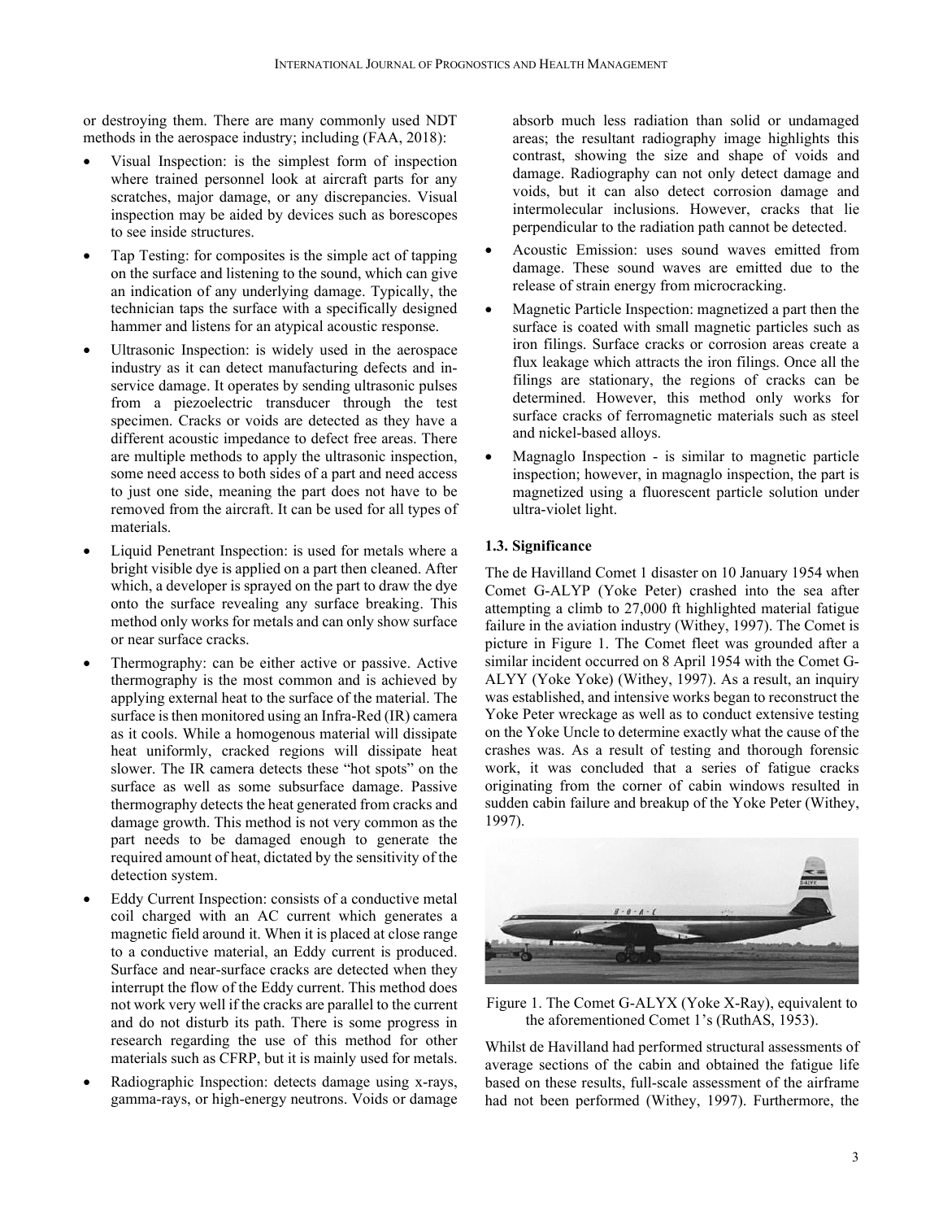or destroying them. There are many commonly used NDT methods in the aerospace industry; including (FAA, 2018):

- Visual Inspection: is the simplest form of inspection where trained personnel look at aircraft parts for any scratches, major damage, or any discrepancies. Visual inspection may be aided by devices such as borescopes to see inside structures.
- Tap Testing: for composites is the simple act of tapping on the surface and listening to the sound, which can give an indication of any underlying damage. Typically, the technician taps the surface with a specifically designed hammer and listens for an atypical acoustic response.
- Ultrasonic Inspection: is widely used in the aerospace industry as it can detect manufacturing defects and in-service damage. It operates by sending ultrasonic pulses from a piezoelectric transducer through the test specimen. Cracks or voids are detected as they have a different acoustic impedance to defect free areas. There are multiple methods to apply the ultrasonic inspection, some need access to both sides of a part and need access to just one side, meaning the part does not have to be removed from the aircraft. It can be used for all types of materials.
- Liquid Penetrant Inspection: is used for metals where a bright visible dye is applied on a part then cleaned. After which, a developer is sprayed on the part to draw the dye onto the surface revealing any surface breaking. This method only works for metals and can only show surface or near surface cracks.
- Thermography: can be either active or passive. Active thermography is the most common and is achieved by applying external heat to the surface of the material. The surface is then monitored using an Infra-Red (IR) camera as it cools. While a homogenous material will dissipate heat uniformly, cracked regions will dissipate heat slower. The IR camera detects these "hot spots" on the surface as well as some subsurface damage. Passive thermography detects the heat generated from cracks and damage growth. This method is not very common as the part needs to be damaged enough to generate the required amount of heat, dictated by the sensitivity of the detection system.
- Eddy Current Inspection: consists of a conductive metal coil charged with an AC current which generates a magnetic field around it. When it is placed at close range to a conductive material, an Eddy current is produced. Surface and near-surface cracks are detected when they interrupt the flow of the Eddy current. This method does not work very well if the cracks are parallel to the current and do not disturb its path. There is some progress in research regarding the use of this method for other materials such as CFRP, but it is mainly used for metals.
- Radiographic Inspection: detects damage using x-rays, gamma-rays, or high-energy neutrons. Voids or damage absorb much less radiation than solid or undamaged areas; the resultant radiography image highlights this contrast, showing the size and shape of voids and damage. Radiography can not only detect damage and voids, but it can also detect corrosion damage and intermolecular inclusions. However, cracks that lie perpendicular to the radiation path cannot be detected.
- Acoustic Emission: uses sound waves emitted from damage. These sound waves are emitted due to the release of strain energy from microcracking.
- Magnetic Particle Inspection: magnetized a part then the surface is coated with small magnetic particles such as iron filings. Surface cracks or corrosion areas create a flux leakage which attracts the iron filings. Once all the filings are stationary, the regions of cracks can be determined. However, this method only works for surface cracks of ferromagnetic materials such as steel and nickel-based alloys.
- Magnaglo Inspection - is similar to magnetic particle inspection; however, in magnaglo inspection, the part is magnetized using a fluorescent particle solution under ultra-violet light.

### 1.3. Significance

The de Havilland Comet 1 disaster on 10 January 1954 when Comet G-ALYP (Yoke Peter) crashed into the sea after attempting a climb to 27,000 ft highlighted material fatigue failure in the aviation industry (Withey, 1997). The Comet is picture in Figure 1. The Comet fleet was grounded after a similar incident occurred on 8 April 1954 with the Comet G-ALYY (Yoke Yoke) (Withey, 1997). As a result, an inquiry was established, and intensive works began to reconstruct the Yoke Peter wreckage as well as to conduct extensive testing on the Yoke Uncle to determine exactly what the cause of the crashes was. As a result of testing and thorough forensic work, it was concluded that a series of fatigue cracks originating from the corner of cabin windows resulted in sudden cabin failure and breakup of the Yoke Peter (Withey, 1997).

Figure 1. The Comet G-ALYX (Yoke X-Ray), equivalent to the aforementioned Comet 1's (RuthAS, 1953).

Whilst de Havilland had performed structural assessments of average sections of the cabin and obtained the fatigue life based on these results, full-scale assessment of the airframe had not been performed (Withey, 1997). Furthermore, the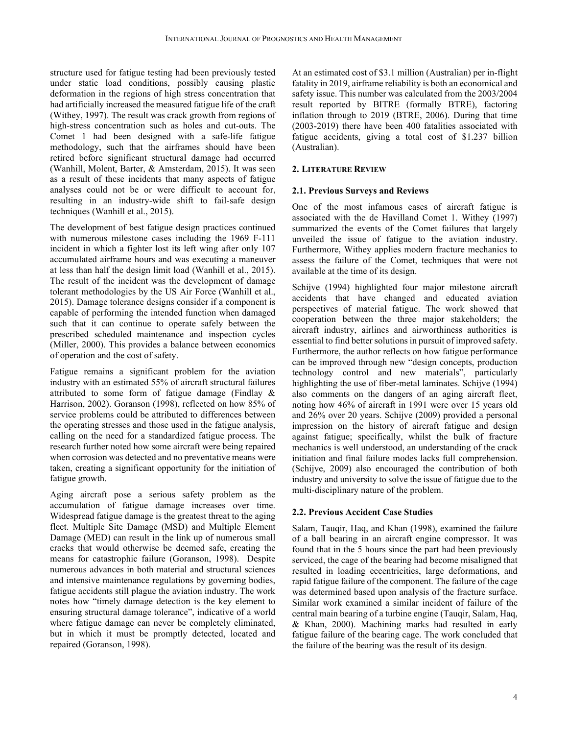structure used for fatigue testing had been previously tested under static load conditions, possibly causing plastic deformation in the regions of high stress concentration that had artificially increased the measured fatigue life of the craft (Withey, 1997). The result was crack growth from regions of high-stress concentration such as holes and cut-outs. The Comet 1 had been designed with a safe-life fatigue methodology, such that the airframes should have been retired before significant structural damage had occurred (Wanhill, Molent, Barter, & Amsterdam, 2015). It was seen as a result of these incidents that many aspects of fatigue analyses could not be or were difficult to account for, resulting in an industry-wide shift to fail-safe design techniques (Wanhill et al., 2015).

The development of best fatigue design practices continued with numerous milestone cases including the 1969 F-111 incident in which a fighter lost its left wing after only 107 accumulated airframe hours and was executing a maneuver at less than half the design limit load (Wanhill et al., 2015). The result of the incident was the development of damage tolerant methodologies by the US Air Force (Wanhill et al., 2015). Damage tolerance designs consider if a component is capable of performing the intended function when damaged such that it can continue to operate safely between the prescribed scheduled maintenance and inspection cycles (Miller, 2000). This provides a balance between economics of operation and the cost of safety.

Fatigue remains a significant problem for the aviation industry with an estimated 55% of aircraft structural failures attributed to some form of fatigue damage (Findlay & Harrison, 2002). Goranson (1998), reflected on how 85% of service problems could be attributed to differences between the operating stresses and those used in the fatigue analysis, calling on the need for a standardized fatigue process. The research further noted how some aircraft were being repaired when corrosion was detected and no preventative means were taken, creating a significant opportunity for the initiation of fatigue growth.

Aging aircraft pose a serious safety problem as the accumulation of fatigue damage increases over time. Widespread fatigue damage is the greatest threat to the aging fleet. Multiple Site Damage (MSD) and Multiple Element Damage (MED) can result in the link up of numerous small cracks that would otherwise be deemed safe, creating the means for catastrophic failure (Goranson, 1998). Despite numerous advances in both material and structural sciences and intensive maintenance regulations by governing bodies, fatigue accidents still plague the aviation industry. The work notes how "timely damage detection is the key element to ensuring structural damage tolerance", indicative of a world where fatigue damage can never be completely eliminated, but in which it must be promptly detected, located and repaired (Goranson, 1998).

At an estimated cost of $3.1 million (Australian) per in-flight fatality in 2019, airframe reliability is both an economical and safety issue. This number was calculated from the 2003/2004 result reported by BITRE (formally BTRE), factoring inflation through to 2019 (BTRE, 2006). During that time (2003-2019) there have been 400 fatalities associated with fatigue accidents, giving a total cost of $1.237 billion (Australian).

## 2. Literature Review

### 2.1. Previous Surveys and Reviews

One of the most infamous cases of aircraft fatigue is associated with the de Havilland Comet 1. Withey (1997) summarized the events of the Comet failures that largely unveiled the issue of fatigue to the aviation industry. Furthermore, Withey applies modern fracture mechanics to assess the failure of the Comet, techniques that were not available at the time of its design.

Schijve (1994) highlighted four major milestone aircraft accidents that have changed and educated aviation perspectives of material fatigue. The work showed that cooperation between the three major stakeholders; the aircraft industry, airlines and airworthiness authorities is essential to find better solutions in pursuit of improved safety. Furthermore, the author reflects on how fatigue performance can be improved through new "design concepts, production technology control and new materials", particularly highlighting the use of fiber-metal laminates. Schijve (1994) also comments on the dangers of an aging aircraft fleet, noting how 46% of aircraft in 1991 were over 15 years old and 26% over 20 years. Schijve (2009) provided a personal impression on the history of aircraft fatigue and design against fatigue; specifically, whilst the bulk of fracture mechanics is well understood, an understanding of the crack initiation and final failure modes lacks full comprehension. (Schijve, 2009) also encouraged the contribution of both industry and university to solve the issue of fatigue due to the multi-disciplinary nature of the problem.

### 2.2. Previous Accident Case Studies

Salam, Tauqir, Haq, and Khan (1998), examined the failure of a ball bearing in an aircraft engine compressor. It was found that in the 5 hours since the part had been previously serviced, the cage of the bearing had become misaligned that resulted in loading eccentricities, large deformations, and rapid fatigue failure of the component. The failure of the cage was determined based upon analysis of the fracture surface. Similar work examined a similar incident of failure of the central main bearing of a turbine engine (Tauqir, Salam, Haq, & Khan, 2000). Machining marks had resulted in early fatigue failure of the bearing cage. The work concluded that the failure of the bearing was the result of its design.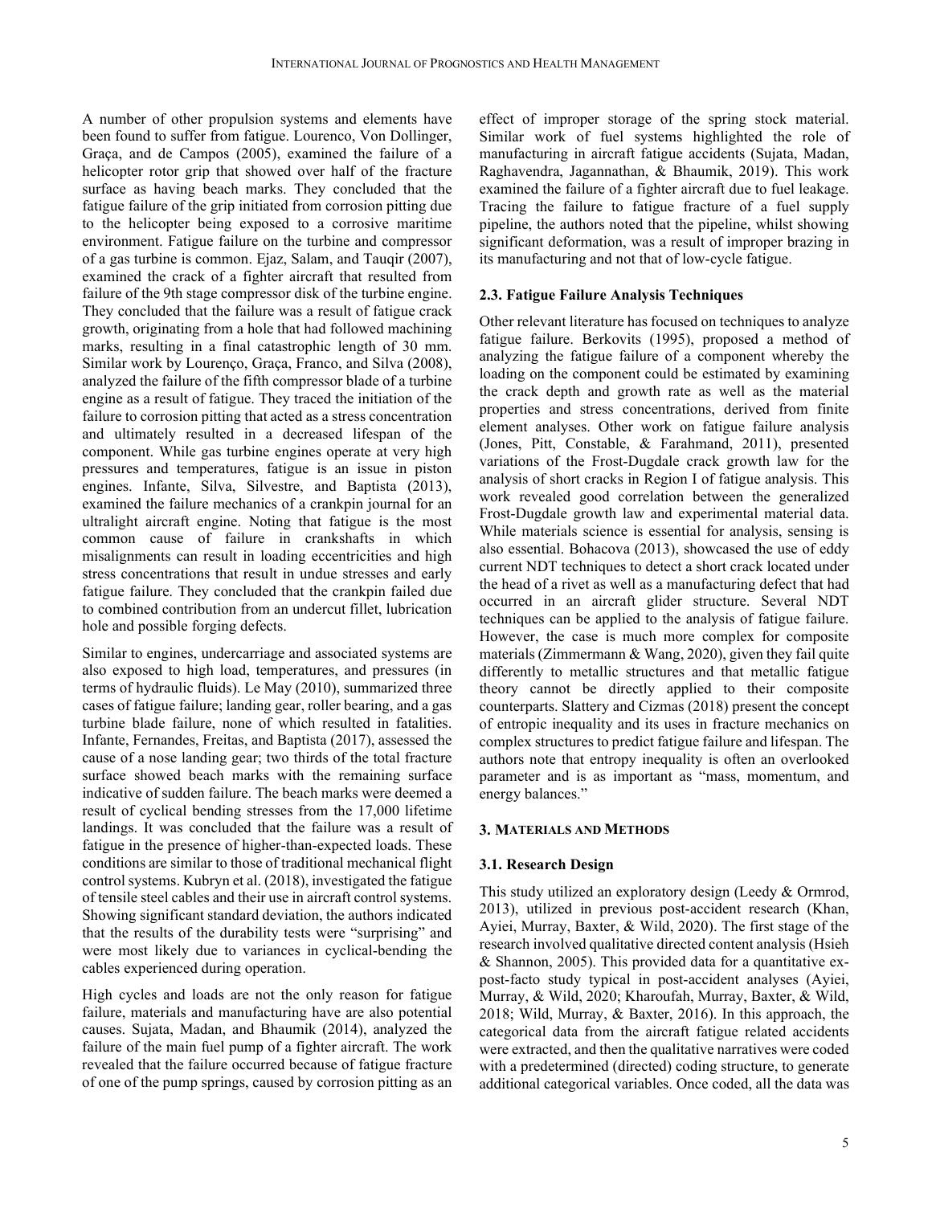A number of other propulsion systems and elements have been found to suffer from fatigue. Lourenco, Von Dollinger, Graça, and de Campos (2005), examined the failure of a helicopter rotor grip that showed over half of the fracture surface as having beach marks. They concluded that the fatigue failure of the grip initiated from corrosion pitting due to the helicopter being exposed to a corrosive maritime environment. Fatigue failure on the turbine and compressor of a gas turbine is common. Ejaz, Salam, and Tauqir (2007), examined the crack of a fighter aircraft that resulted from failure of the 9th stage compressor disk of the turbine engine. They concluded that the failure was a result of fatigue crack growth, originating from a hole that had followed machining marks, resulting in a final catastrophic length of 30 mm. Similar work by Lourenço, Graça, Franco, and Silva (2008), analyzed the failure of the fifth compressor blade of a turbine engine as a result of fatigue. They traced the initiation of the failure to corrosion pitting that acted as a stress concentration and ultimately resulted in a decreased lifespan of the component. While gas turbine engines operate at very high pressures and temperatures, fatigue is an issue in piston engines. Infante, Silva, Silvestre, and Baptista (2013), examined the failure mechanics of a crankpin journal for an ultralight aircraft engine. Noting that fatigue is the most common cause of failure in crankshafts in which misalignments can result in loading eccentricities and high stress concentrations that result in undue stresses and early fatigue failure. They concluded that the crankpin failed due to combined contribution from an undercut fillet, lubrication hole and possible forging defects.

Similar to engines, undercarriage and associated systems are also exposed to high load, temperatures, and pressures (in terms of hydraulic fluids). Le May (2010), summarized three cases of fatigue failure; landing gear, roller bearing, and a gas turbine blade failure, none of which resulted in fatalities. Infante, Fernandes, Freitas, and Baptista (2017), assessed the cause of a nose landing gear; two thirds of the total fracture surface showed beach marks with the remaining surface indicative of sudden failure. The beach marks were deemed a result of cyclical bending stresses from the 17,000 lifetime landings. It was concluded that the failure was a result of fatigue in the presence of higher-than-expected loads. These conditions are similar to those of traditional mechanical flight control systems. Kubryn et al. (2018), investigated the fatigue of tensile steel cables and their use in aircraft control systems. Showing significant standard deviation, the authors indicated that the results of the durability tests were "surprising" and were most likely due to variances in cyclical-bending the cables experienced during operation.

High cycles and loads are not the only reason for fatigue failure, materials and manufacturing have are also potential causes. Sujata, Madan, and Bhaumik (2014), analyzed the failure of the main fuel pump of a fighter aircraft. The work revealed that the failure occurred because of fatigue fracture of one of the pump springs, caused by corrosion pitting as an effect of improper storage of the spring stock material. Similar work of fuel systems highlighted the role of manufacturing in aircraft fatigue accidents (Sujata, Madan, Raghavendra, Jagannathan, & Bhaumik, 2019). This work examined the failure of a fighter aircraft due to fuel leakage. Tracing the failure to fatigue fracture of a fuel supply pipeline, the authors noted that the pipeline, whilst showing significant deformation, was a result of improper brazing in its manufacturing and not that of low-cycle fatigue.

### 2.3. Fatigue Failure Analysis Techniques

Other relevant literature has focused on techniques to analyze fatigue failure. Berkovits (1995), proposed a method of analyzing the fatigue failure of a component whereby the loading on the component could be estimated by examining the crack depth and growth rate as well as the material properties and stress concentrations, derived from finite element analyses. Other work on fatigue failure analysis (Jones, Pitt, Constable, & Farahmand, 2011), presented variations of the Frost-Dugdale crack growth law for the analysis of short cracks in Region I of fatigue analysis. This work revealed good correlation between the generalized Frost-Dugdale growth law and experimental material data. While materials science is essential for analysis, sensing is also essential. Bohacova (2013), showcased the use of eddy current NDT techniques to detect a short crack located under the head of a rivet as well as a manufacturing defect that had occurred in an aircraft glider structure. Several NDT techniques can be applied to the analysis of fatigue failure. However, the case is much more complex for composite materials (Zimmermann & Wang, 2020), given they fail quite differently to metallic structures and that metallic fatigue theory cannot be directly applied to their composite counterparts. Slattery and Cizmas (2018) present the concept of entropic inequality and its uses in fracture mechanics on complex structures to predict fatigue failure and lifespan. The authors note that entropy inequality is often an overlooked parameter and is as important as "mass, momentum, and energy balances."

## 3. Materials and Methods

### 3.1. Research Design

This study utilized an exploratory design (Leedy & Ormrod, 2013), utilized in previous post-accident research (Khan, Ayiei, Murray, Baxter, & Wild, 2020). The first stage of the research involved qualitative directed content analysis (Hsieh & Shannon, 2005). This provided data for a quantitative ex-post-facto study typical in post-accident analyses (Ayiei, Murray, & Wild, 2020; Kharoufah, Murray, Baxter, & Wild, 2018; Wild, Murray, & Baxter, 2016). In this approach, the categorical data from the aircraft fatigue related accidents were extracted, and then the qualitative narratives were coded with a predetermined (directed) coding structure, to generate additional categorical variables. Once coded, all the data was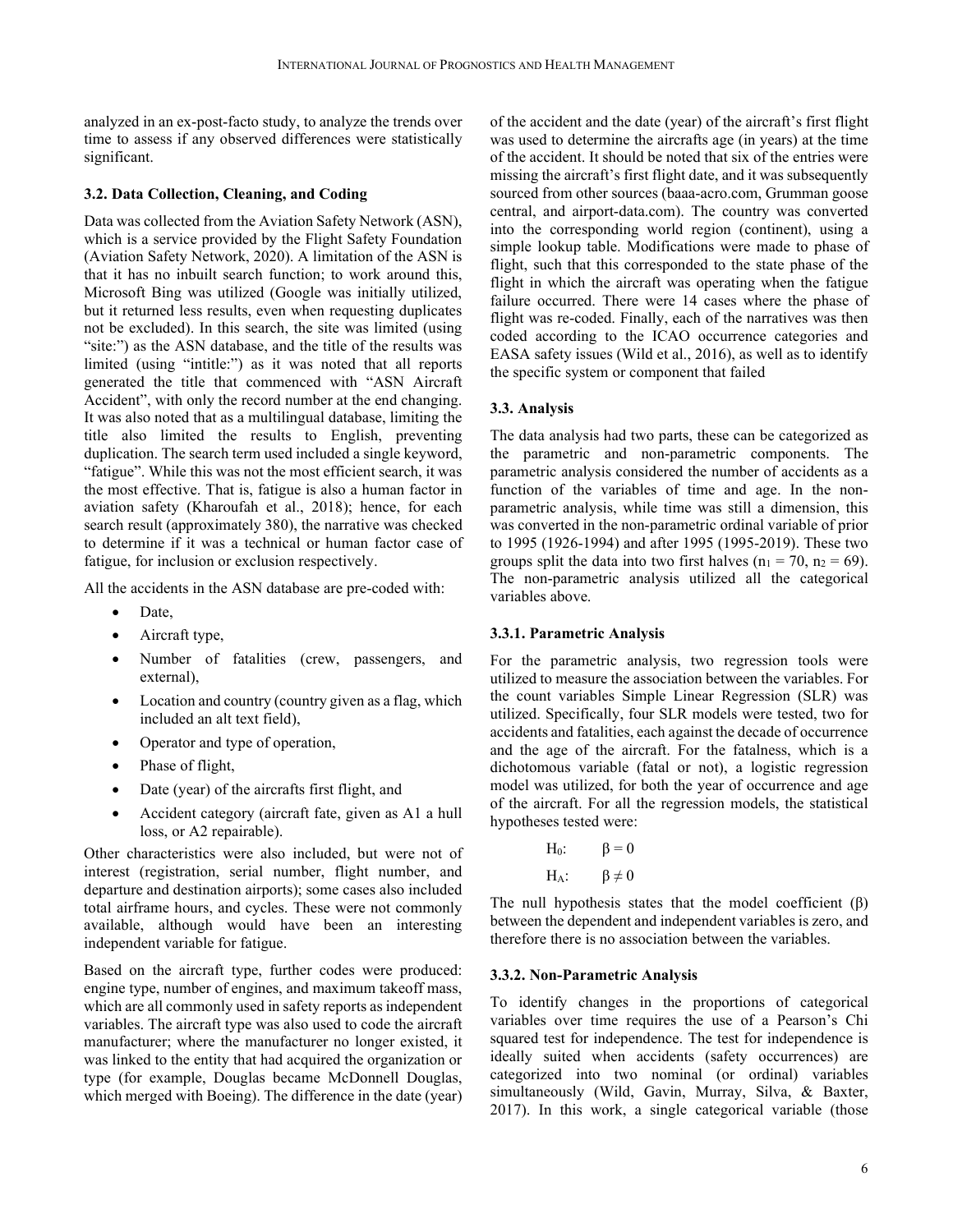analyzed in an ex-post-facto study, to analyze the trends over time to assess if any observed differences were statistically significant.

### 3.2. Data Collection, Cleaning, and Coding

Data was collected from the Aviation Safety Network (ASN), which is a service provided by the Flight Safety Foundation (Aviation Safety Network, 2020). A limitation of the ASN is that it has no inbuilt search function; to work around this, Microsoft Bing was utilized (Google was initially utilized, but it returned less results, even when requesting duplicates not be excluded). In this search, the site was limited (using "site:") as the ASN database, and the title of the results was limited (using "intitle:") as it was noted that all reports generated the title that commenced with "ASN Aircraft Accident", with only the record number at the end changing. It was also noted that as a multilingual database, limiting the title also limited the results to English, preventing duplication. The search term used included a single keyword, "fatigue". While this was not the most efficient search, it was the most effective. That is, fatigue is also a human factor in aviation safety (Kharoufah et al., 2018); hence, for each search result (approximately 380), the narrative was checked to determine if it was a technical or human factor case of fatigue, for inclusion or exclusion respectively.

All the accidents in the ASN database are pre-coded with:

- Date,
- Aircraft type,
- Number of fatalities (crew, passengers, and external),
- Location and country (country given as a flag, which included an alt text field),
- Operator and type of operation,
- Phase of flight,
- Date (year) of the aircrafts first flight, and
- Accident category (aircraft fate, given as A1 a hull loss, or A2 repairable).

Other characteristics were also included, but were not of interest (registration, serial number, flight number, and departure and destination airports); some cases also included total airframe hours, and cycles. These were not commonly available, although would have been an interesting independent variable for fatigue.

Based on the aircraft type, further codes were produced: engine type, number of engines, and maximum takeoff mass, which are all commonly used in safety reports as independent variables. The aircraft type was also used to code the aircraft manufacturer; where the manufacturer no longer existed, it was linked to the entity that had acquired the organization or type (for example, Douglas became McDonnell Douglas, which merged with Boeing). The difference in the date (year) of the accident and the date (year) of the aircraft's first flight was used to determine the aircrafts age (in years) at the time of the accident. It should be noted that six of the entries were missing the aircraft's first flight date, and it was subsequently sourced from other sources (baaa-acro.com, Grumman goose central, and airport-data.com). The country was converted into the corresponding world region (continent), using a simple lookup table. Modifications were made to phase of flight, such that this corresponded to the state phase of the flight in which the aircraft was operating when the fatigue failure occurred. There were 14 cases where the phase of flight was re-coded. Finally, each of the narratives was then coded according to the ICAO occurrence categories and EASA safety issues (Wild et al., 2016), as well as to identify the specific system or component that failed

### 3.3. Analysis

The data analysis had two parts, these can be categorized as the parametric and non-parametric components. The parametric analysis considered the number of accidents as a function of the variables of time and age. In the non-parametric analysis, while time was still a dimension, this was converted in the non-parametric ordinal variable of prior to 1995 (1926-1994) and after 1995 (1995-2019). These two groups split the data into two first halves ($n_1 = 70$, $n_2 = 69$). The non-parametric analysis utilized all the categorical variables above.

#### 3.3.1. Parametric Analysis

For the parametric analysis, two regression tools were utilized to measure the association between the variables. For the count variables Simple Linear Regression (SLR) was utilized. Specifically, four SLR models were tested, two for accidents and fatalities, each against the decade of occurrence and the age of the aircraft. For the fatalness, which is a dichotomous variable (fatal or not), a logistic regression model was utilized, for both the year of occurrence and age of the aircraft. For all the regression models, the statistical hypotheses tested were:

$$H_0: \quad \beta = 0$$

$$H_A: \quad \beta \neq 0$$

The null hypothesis states that the model coefficient ($\beta$) between the dependent and independent variables is zero, and therefore there is no association between the variables.

#### 3.3.2. Non-Parametric Analysis

To identify changes in the proportions of categorical variables over time requires the use of a Pearson's Chi squared test for independence. The test for independence is ideally suited when accidents (safety occurrences) are categorized into two nominal (or ordinal) variables simultaneously (Wild, Gavin, Murray, Silva, & Baxter, 2017). In this work, a single categorical variable (those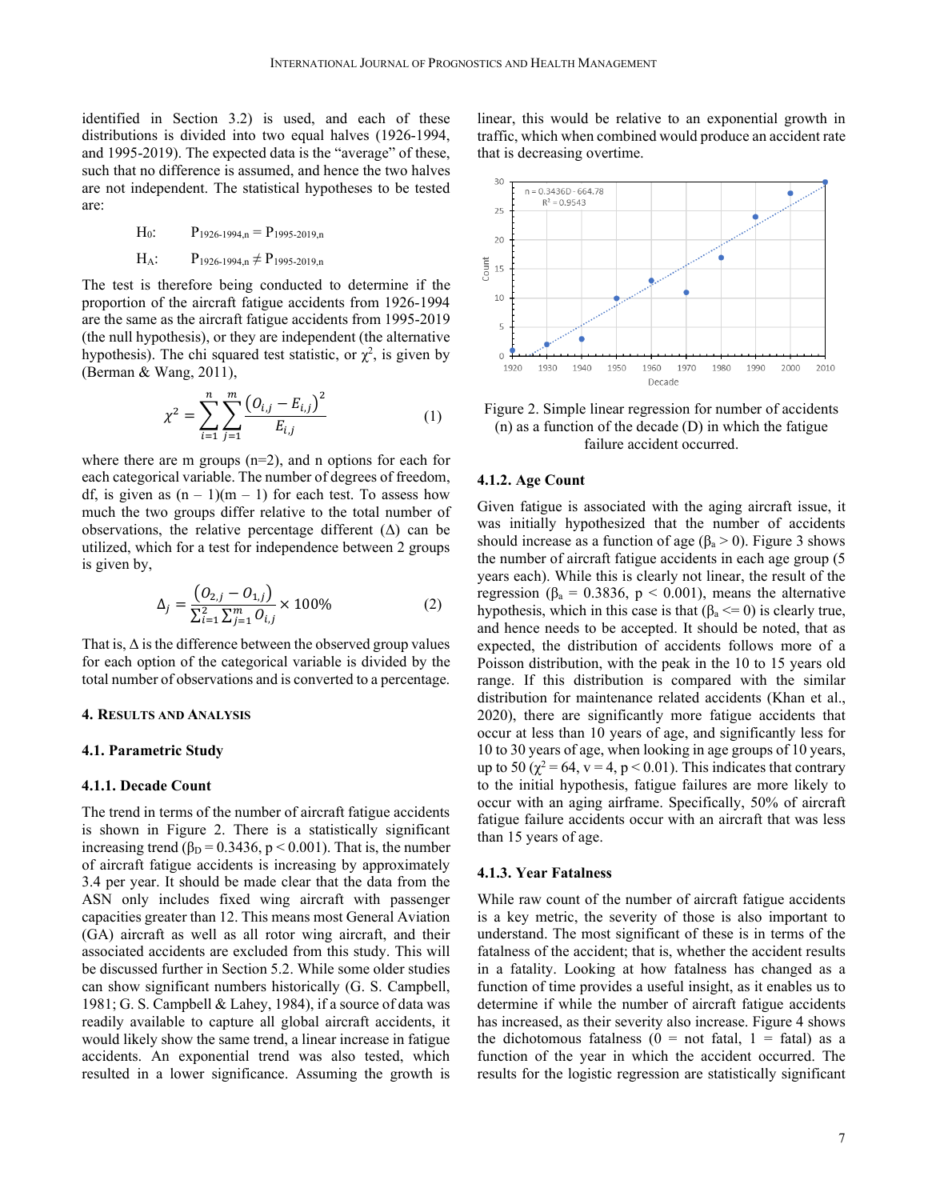identified in Section 3.2) is used, and each of these distributions is divided into two equal halves (1926-1994, and 1995-2019). The expected data is the "average" of these, such that no difference is assumed, and hence the two halves are not independent. The statistical hypotheses to be tested are:

$$H_0: \quad P_{1926\text{-}1994,n} = P_{1995\text{-}2019,n}$$

$$H_A: \quad P_{1926\text{-}1994,n} \neq P_{1995\text{-}2019,n}$$

The test is therefore being conducted to determine if the proportion of the aircraft fatigue accidents from 1926-1994 are the same as the aircraft fatigue accidents from 1995-2019 (the null hypothesis), or they are independent (the alternative hypothesis). The chi squared test statistic, or $\chi^2$, is given by (Berman & Wang, 2011),

$$\chi^2 = \sum_{i=1}^{n}\sum_{j=1}^{m}\frac{\left(O_{i,j} - E_{i,j}\right)^2}{E_{i,j}} \tag{1}$$

where there are m groups (n=2), and n options for each for each categorical variable. The number of degrees of freedom, df, is given as (n – 1)(m – 1) for each test. To assess how much the two groups differ relative to the total number of observations, the relative percentage different ($\Delta$) can be utilized, which for a test for independence between 2 groups is given by,

$$\Delta_j = \frac{\left(O_{2,j} - O_{1,j}\right)}{\sum_{i=1}^{2}\sum_{j=1}^{m} O_{i,j}} \times 100\% \tag{2}$$

That is, $\Delta$ is the difference between the observed group values for each option of the categorical variable is divided by the total number of observations and is converted to a percentage.

## 4. Results and Analysis

### 4.1. Parametric Study

#### 4.1.1. Decade Count

The trend in terms of the number of aircraft fatigue accidents is shown in Figure 2. There is a statistically significant increasing trend ($\beta_D = 0.3436$, $p < 0.001$). That is, the number of aircraft fatigue accidents is increasing by approximately 3.4 per year. It should be made clear that the data from the ASN only includes fixed wing aircraft with passenger capacities greater than 12. This means most General Aviation (GA) aircraft as well as all rotor wing aircraft, and their associated accidents are excluded from this study. This will be discussed further in Section 5.2. While some older studies can show significant numbers historically (G. S. Campbell, 1981; G. S. Campbell & Lahey, 1984), if a source of data was readily available to capture all global aircraft accidents, it would likely show the same trend, a linear increase in fatigue accidents. An exponential trend was also tested, which resulted in a lower significance. Assuming the growth is linear, this would be relative to an exponential growth in traffic, which when combined would produce an accident rate that is decreasing overtime.

Figure 2. Simple linear regression for number of accidents (n) as a function of the decade (D) in which the fatigue failure accident occurred.

#### 4.1.2. Age Count

Given fatigue is associated with the aging aircraft issue, it was initially hypothesized that the number of accidents should increase as a function of age ($\beta_a > 0$). Figure 3 shows the number of aircraft fatigue accidents in each age group (5 years each). While this is clearly not linear, the result of the regression ($\beta_a = 0.3836$, $p < 0.001$), means the alternative hypothesis, which in this case is that ($\beta_a <= 0$) is clearly true, and hence needs to be accepted. It should be noted, that as expected, the distribution of accidents follows more of a Poisson distribution, with the peak in the 10 to 15 years old range. If this distribution is compared with the similar distribution for maintenance related accidents (Khan et al., 2020), there are significantly more fatigue accidents that occur at less than 10 years of age, and significantly less for 10 to 30 years of age, when looking in age groups of 10 years, up to 50 ($\chi^2 = 64$, $v = 4$, $p < 0.01$). This indicates that contrary to the initial hypothesis, fatigue failures are more likely to occur with an aging airframe. Specifically, 50% of aircraft fatigue failure accidents occur with an aircraft that was less than 15 years of age.

#### 4.1.3. Year Fatalness

While raw count of the number of aircraft fatigue accidents is a key metric, the severity of those is also important to understand. The most significant of these is in terms of the fatalness of the accident; that is, whether the accident results in a fatality. Looking at how fatalness has changed as a function of time provides a useful insight, as it enables us to determine if while the number of aircraft fatigue accidents has increased, as their severity also increase. Figure 4 shows the dichotomous fatalness (0 = not fatal, 1 = fatal) as a function of the year in which the accident occurred. The results for the logistic regression are statistically significant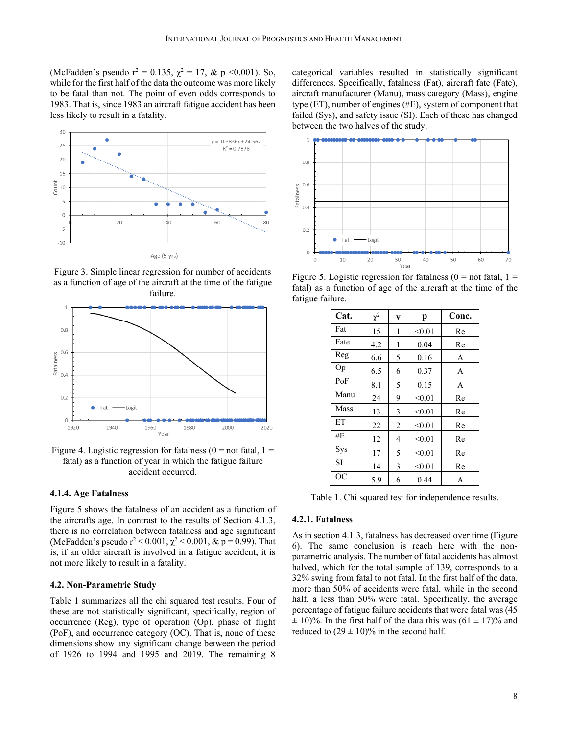(McFadden's pseudo $r^2 = 0.135$, $\chi^2 = 17$, & $p < 0.001$). So, while for the first half of the data the outcome was more likely to be fatal than not. The point of even odds corresponds to 1983. That is, since 1983 an aircraft fatigue accident has been less likely to result in a fatality.

Figure 3. Simple linear regression for number of accidents as a function of age of the aircraft at the time of the fatigue failure.

Figure 4. Logistic regression for fatalness (0 = not fatal, 1 = fatal) as a function of year in which the fatigue failure accident occurred.

#### 4.1.4. Age Fatalness

Figure 5 shows the fatalness of an accident as a function of the aircrafts age. In contrast to the results of Section 4.1.3, there is no correlation between fatalness and age significant (McFadden's pseudo $r^2 < 0.001$, $\chi^2 < 0.001$, & $p = 0.99$). That is, if an older aircraft is involved in a fatigue accident, it is not more likely to result in a fatality.

### 4.2. Non-Parametric Study

Table 1 summarizes all the chi squared test results. Four of these are not statistically significant, specifically, region of occurrence (Reg), type of operation (Op), phase of flight (PoF), and occurrence category (OC). That is, none of these dimensions show any significant change between the period of 1926 to 1994 and 1995 and 2019. The remaining 8 categorical variables resulted in statistically significant differences. Specifically, fatalness (Fat), aircraft fate (Fate), aircraft manufacturer (Manu), mass category (Mass), engine type (ET), number of engines (#E), system of component that failed (Sys), and safety issue (SI). Each of these has changed between the two halves of the study.

Figure 5. Logistic regression for fatalness (0 = not fatal, 1 = fatal) as a function of age of the aircraft at the time of the fatigue failure.

| Cat. | $\chi^2$ | v | p | Conc. |
|---|---|---|---|---|
| Fat | 15 | 1 | <0.01 | Re |
| Fate | 4.2 | 1 | 0.04 | Re |
| Reg | 6.6 | 5 | 0.16 | A |
| Op | 6.5 | 6 | 0.37 | A |
| PoF | 8.1 | 5 | 0.15 | A |
| Manu | 24 | 9 | <0.01 | Re |
| Mass | 13 | 3 | <0.01 | Re |
| ET | 22 | 2 | <0.01 | Re |
| #E | 12 | 4 | <0.01 | Re |
| Sys | 17 | 5 | <0.01 | Re |
| SI | 14 | 3 | <0.01 | Re |
| OC | 5.9 | 6 | 0.44 | A |

Table 1. Chi squared test for independence results.

#### 4.2.1. Fatalness

As in section 4.1.3, fatalness has decreased over time (Figure 6). The same conclusion is reach here with the non-parametric analysis. The number of fatal accidents has almost halved, which for the total sample of 139, corresponds to a 32% swing from fatal to not fatal. In the first half of the data, more than 50% of accidents were fatal, while in the second half, a less than 50% were fatal. Specifically, the average percentage of fatigue failure accidents that were fatal was (45 ± 10)%. In the first half of the data this was (61 ± 17)% and reduced to (29 ± 10)% in the second half.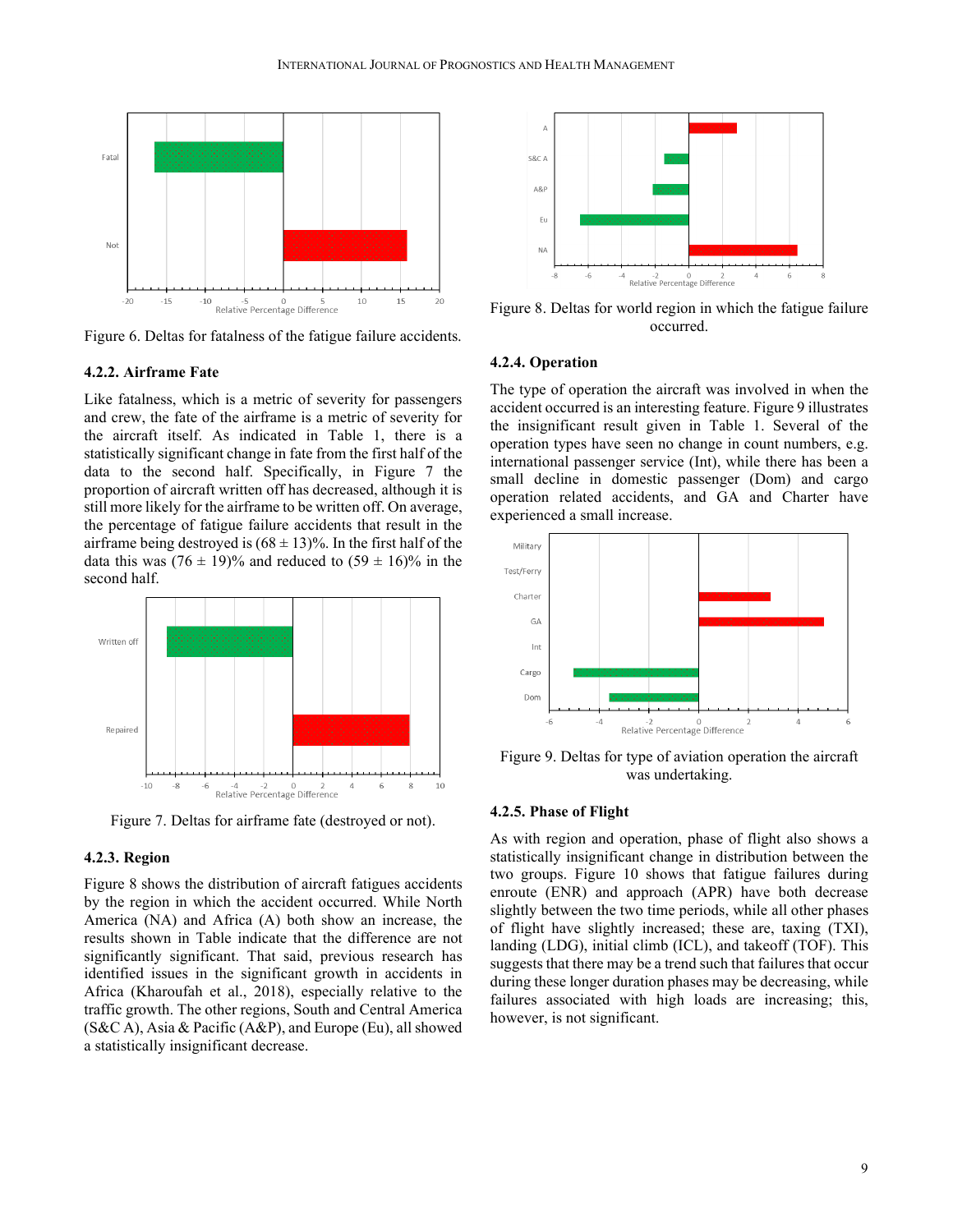Figure 6. Deltas for fatalness of the fatigue failure accidents.

### 4.2.2. Airframe Fate

Like fatalness, which is a metric of severity for passengers and crew, the fate of the airframe is a metric of severity for the aircraft itself. As indicated in Table 1, there is a statistically significant change in fate from the first half of the data to the second half. Specifically, in Figure 7 the proportion of aircraft written off has decreased, although it is still more likely for the airframe to be written off. On average, the percentage of fatigue failure accidents that result in the airframe being destroyed is $(68 \pm 13)\%$. In the first half of the data this was $(76 \pm 19)\%$ and reduced to $(59 \pm 16)\%$ in the second half.

Figure 7. Deltas for airframe fate (destroyed or not).

### 4.2.3. Region

Figure 8 shows the distribution of aircraft fatigues accidents by the region in which the accident occurred. While North America (NA) and Africa (A) both show an increase, the results shown in Table indicate that the difference are not significantly significant. That said, previous research has identified issues in the significant growth in accidents in Africa (Kharoufah et al., 2018), especially relative to the traffic growth. The other regions, South and Central America (S&C A), Asia & Pacific (A&P), and Europe (Eu), all showed a statistically insignificant decrease.

Figure 8. Deltas for world region in which the fatigue failure occurred.

### 4.2.4. Operation

The type of operation the aircraft was involved in when the accident occurred is an interesting feature. Figure 9 illustrates the insignificant result given in Table 1. Several of the operation types have seen no change in count numbers, e.g. international passenger service (Int), while there has been a small decline in domestic passenger (Dom) and cargo operation related accidents, and GA and Charter have experienced a small increase.

Figure 9. Deltas for type of aviation operation the aircraft was undertaking.

### 4.2.5. Phase of Flight

As with region and operation, phase of flight also shows a statistically insignificant change in distribution between the two groups. Figure 10 shows that fatigue failures during enroute (ENR) and approach (APR) have both decrease slightly between the two time periods, while all other phases of flight have slightly increased; these are, taxing (TXI), landing (LDG), initial climb (ICL), and takeoff (TOF). This suggests that there may be a trend such that failures that occur during these longer duration phases may be decreasing, while failures associated with high loads are increasing; this, however, is not significant.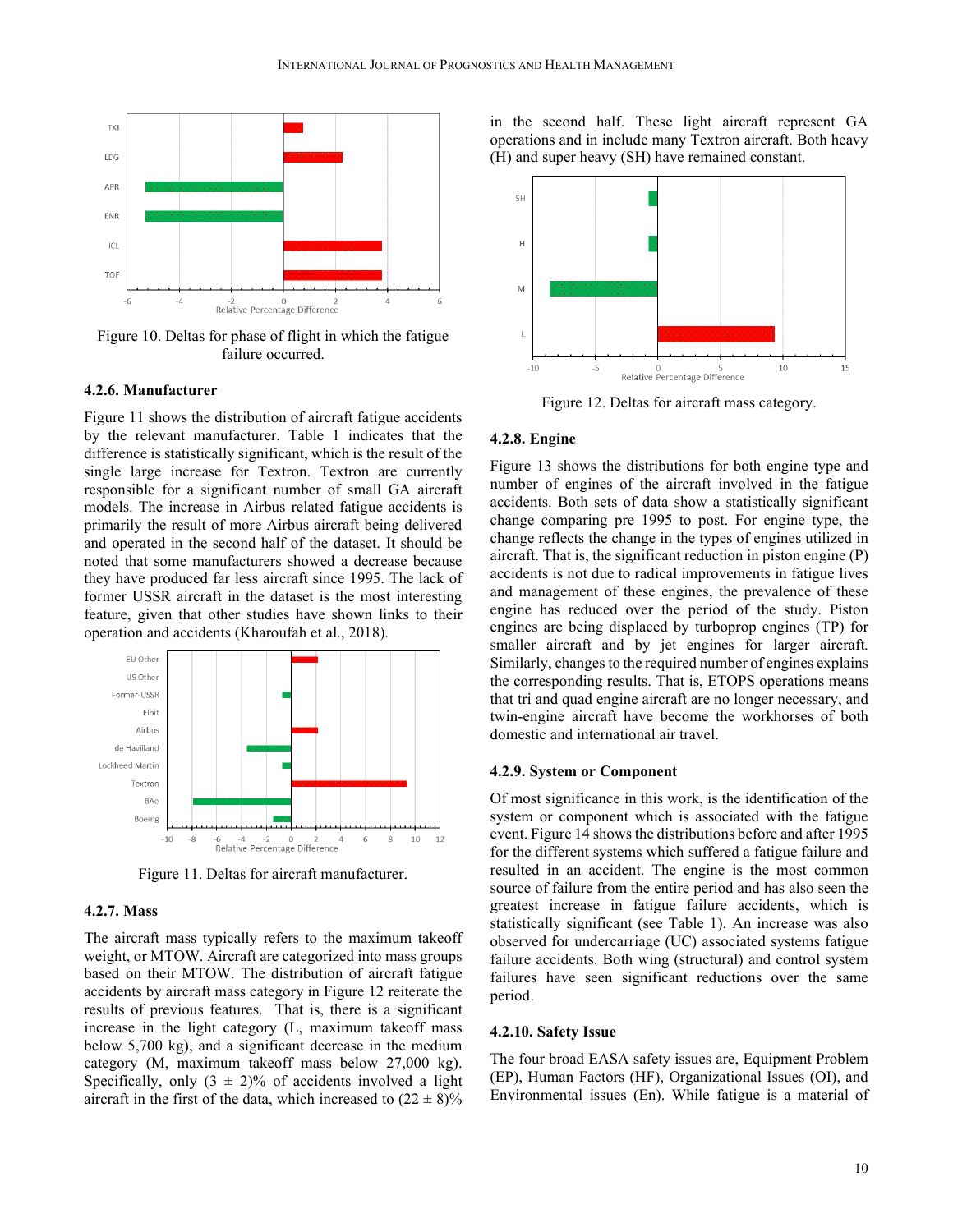Figure 10. Deltas for phase of flight in which the fatigue failure occurred.

### 4.2.6. Manufacturer

Figure 11 shows the distribution of aircraft fatigue accidents by the relevant manufacturer. Table 1 indicates that the difference is statistically significant, which is the result of the single large increase for Textron. Textron are currently responsible for a significant number of small GA aircraft models. The increase in Airbus related fatigue accidents is primarily the result of more Airbus aircraft being delivered and operated in the second half of the dataset. It should be noted that some manufacturers showed a decrease because they have produced far less aircraft since 1995. The lack of former USSR aircraft in the dataset is the most interesting feature, given that other studies have shown links to their operation and accidents (Kharoufah et al., 2018).

Figure 11. Deltas for aircraft manufacturer.

### 4.2.7. Mass

The aircraft mass typically refers to the maximum takeoff weight, or MTOW. Aircraft are categorized into mass groups based on their MTOW. The distribution of aircraft fatigue accidents by aircraft mass category in Figure 12 reiterate the results of previous features. That is, there is a significant increase in the light category (L, maximum takeoff mass below 5,700 kg), and a significant decrease in the medium category (M, maximum takeoff mass below 27,000 kg). Specifically, only $(3 \pm 2)\%$ of accidents involved a light aircraft in the first of the data, which increased to $(22 \pm 8)\%$ in the second half. These light aircraft represent GA operations and in include many Textron aircraft. Both heavy (H) and super heavy (SH) have remained constant.

Figure 12. Deltas for aircraft mass category.

### 4.2.8. Engine

Figure 13 shows the distributions for both engine type and number of engines of the aircraft involved in the fatigue accidents. Both sets of data show a statistically significant change comparing pre 1995 to post. For engine type, the change reflects the change in the types of engines utilized in aircraft. That is, the significant reduction in piston engine (P) accidents is not due to radical improvements in fatigue lives and management of these engines, the prevalence of these engine has reduced over the period of the study. Piston engines are being displaced by turboprop engines (TP) for smaller aircraft and by jet engines for larger aircraft. Similarly, changes to the required number of engines explains the corresponding results. That is, ETOPS operations means that tri and quad engine aircraft are no longer necessary, and twin-engine aircraft have become the workhorses of both domestic and international air travel.

### 4.2.9. System or Component

Of most significance in this work, is the identification of the system or component which is associated with the fatigue event. Figure 14 shows the distributions before and after 1995 for the different systems which suffered a fatigue failure and resulted in an accident. The engine is the most common source of failure from the entire period and has also seen the greatest increase in fatigue failure accidents, which is statistically significant (see Table 1). An increase was also observed for undercarriage (UC) associated systems fatigue failure accidents. Both wing (structural) and control system failures have seen significant reductions over the same period.

### 4.2.10. Safety Issue

The four broad EASA safety issues are, Equipment Problem (EP), Human Factors (HF), Organizational Issues (OI), and Environmental issues (En). While fatigue is a material of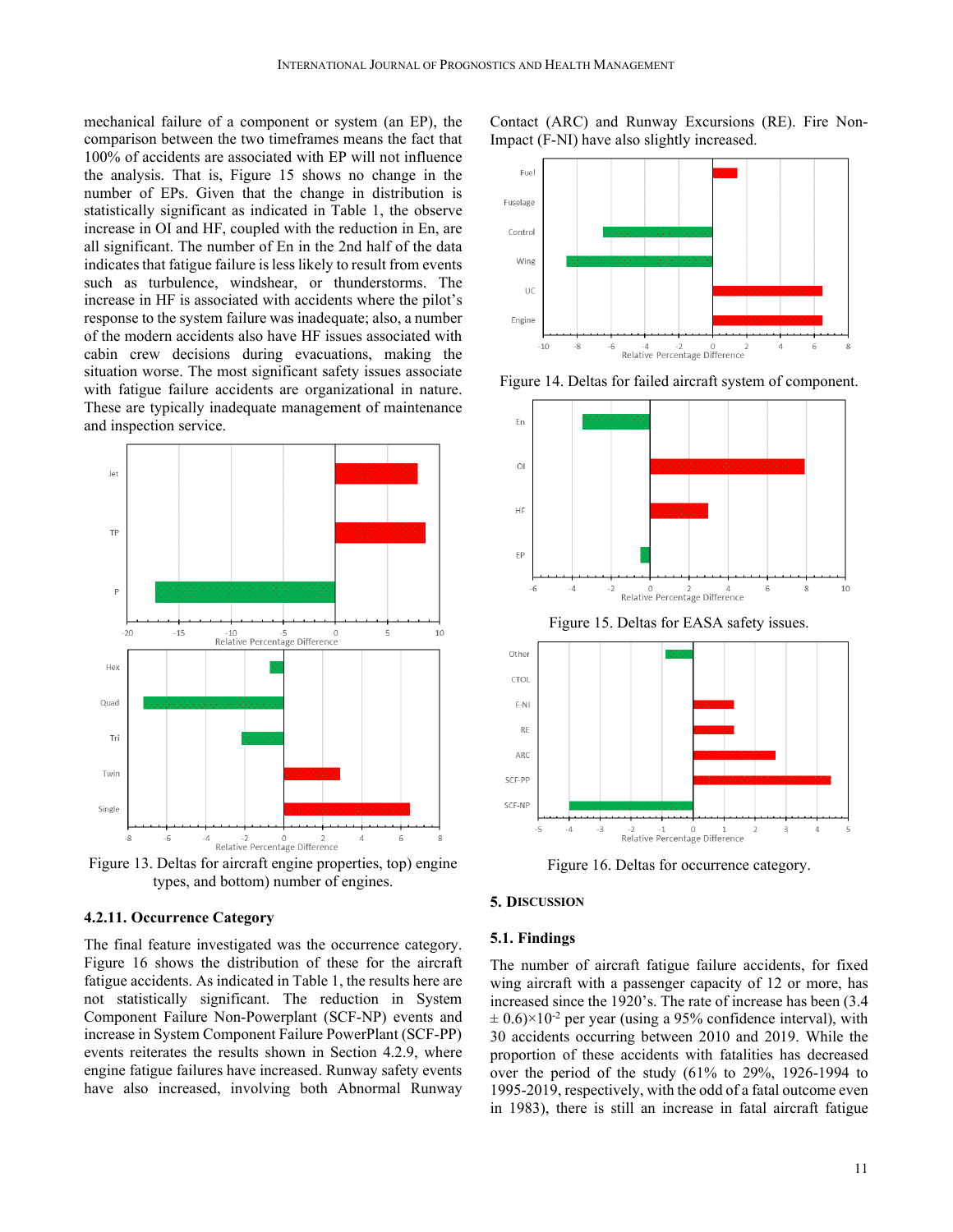mechanical failure of a component or system (an EP), the comparison between the two timeframes means the fact that 100% of accidents are associated with EP will not influence the analysis. That is, Figure 15 shows no change in the number of EPs. Given that the change in distribution is statistically significant as indicated in Table 1, the observe increase in OI and HF, coupled with the reduction in En, are all significant. The number of En in the 2nd half of the data indicates that fatigue failure is less likely to result from events such as turbulence, windshear, or thunderstorms. The increase in HF is associated with accidents where the pilot's response to the system failure was inadequate; also, a number of the modern accidents also have HF issues associated with cabin crew decisions during evacuations, making the situation worse. The most significant safety issues associate with fatigue failure accidents are organizational in nature. These are typically inadequate management of maintenance and inspection service.

Figure 13. Deltas for aircraft engine properties, top) engine types, and bottom) number of engines.

#### 4.2.11. Occurrence Category

The final feature investigated was the occurrence category. Figure 16 shows the distribution of these for the aircraft fatigue accidents. As indicated in Table 1, the results here are not statistically significant. The reduction in System Component Failure Non-Powerplant (SCF-NP) events and increase in System Component Failure PowerPlant (SCF-PP) events reiterates the results shown in Section 4.2.9, where engine fatigue failures have increased. Runway safety events have also increased, involving both Abnormal Runway Contact (ARC) and Runway Excursions (RE). Fire Non-Impact (F-NI) have also slightly increased.

Figure 14. Deltas for failed aircraft system of component.

Figure 15. Deltas for EASA safety issues.

Figure 16. Deltas for occurrence category.

## 5. Discussion

### 5.1. Findings

The number of aircraft fatigue failure accidents, for fixed wing aircraft with a passenger capacity of 12 or more, has increased since the 1920's. The rate of increase has been $(3.4 \pm 0.6)\times10^{-2}$ per year (using a 95% confidence interval), with 30 accidents occurring between 2010 and 2019. While the proportion of these accidents with fatalities has decreased over the period of the study (61% to 29%, 1926-1994 to 1995-2019, respectively, with the odd of a fatal outcome even in 1983), there is still an increase in fatal aircraft fatigue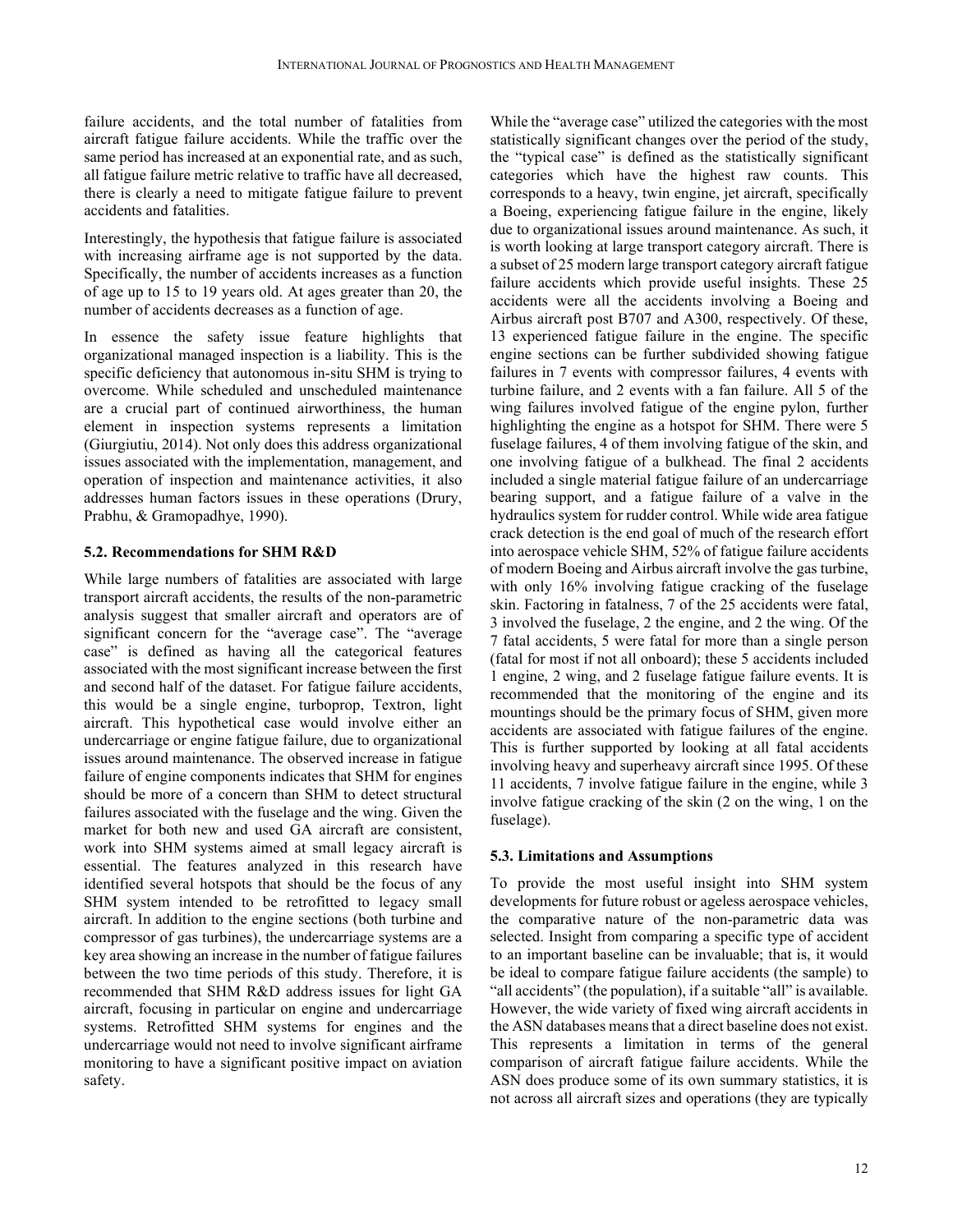failure accidents, and the total number of fatalities from aircraft fatigue failure accidents. While the traffic over the same period has increased at an exponential rate, and as such, all fatigue failure metric relative to traffic have all decreased, there is clearly a need to mitigate fatigue failure to prevent accidents and fatalities.

Interestingly, the hypothesis that fatigue failure is associated with increasing airframe age is not supported by the data. Specifically, the number of accidents increases as a function of age up to 15 to 19 years old. At ages greater than 20, the number of accidents decreases as a function of age.

In essence the safety issue feature highlights that organizational managed inspection is a liability. This is the specific deficiency that autonomous in-situ SHM is trying to overcome. While scheduled and unscheduled maintenance are a crucial part of continued airworthiness, the human element in inspection systems represents a limitation (Giurgiutiu, 2014). Not only does this address organizational issues associated with the implementation, management, and operation of inspection and maintenance activities, it also addresses human factors issues in these operations (Drury, Prabhu, & Gramopadhye, 1990).

### 5.2. Recommendations for SHM R&D

While large numbers of fatalities are associated with large transport aircraft accidents, the results of the non-parametric analysis suggest that smaller aircraft and operators are of significant concern for the "average case". The "average case" is defined as having all the categorical features associated with the most significant increase between the first and second half of the dataset. For fatigue failure accidents, this would be a single engine, turboprop, Textron, light aircraft. This hypothetical case would involve either an undercarriage or engine fatigue failure, due to organizational issues around maintenance. The observed increase in fatigue failure of engine components indicates that SHM for engines should be more of a concern than SHM to detect structural failures associated with the fuselage and the wing. Given the market for both new and used GA aircraft are consistent, work into SHM systems aimed at small legacy aircraft is essential. The features analyzed in this research have identified several hotspots that should be the focus of any SHM system intended to be retrofitted to legacy small aircraft. In addition to the engine sections (both turbine and compressor of gas turbines), the undercarriage systems are a key area showing an increase in the number of fatigue failures between the two time periods of this study. Therefore, it is recommended that SHM R&D address issues for light GA aircraft, focusing in particular on engine and undercarriage systems. Retrofitted SHM systems for engines and the undercarriage would not need to involve significant airframe monitoring to have a significant positive impact on aviation safety.

While the "average case" utilized the categories with the most statistically significant changes over the period of the study, the "typical case" is defined as the statistically significant categories which have the highest raw counts. This corresponds to a heavy, twin engine, jet aircraft, specifically a Boeing, experiencing fatigue failure in the engine, likely due to organizational issues around maintenance. As such, it is worth looking at large transport category aircraft. There is a subset of 25 modern large transport category aircraft fatigue failure accidents which provide useful insights. These 25 accidents were all the accidents involving a Boeing and Airbus aircraft post B707 and A300, respectively. Of these, 13 experienced fatigue failure in the engine. The specific engine sections can be further subdivided showing fatigue failures in 7 events with compressor failures, 4 events with turbine failure, and 2 events with a fan failure. All 5 of the wing failures involved fatigue of the engine pylon, further highlighting the engine as a hotspot for SHM. There were 5 fuselage failures, 4 of them involving fatigue of the skin, and one involving fatigue of a bulkhead. The final 2 accidents included a single material fatigue failure of an undercarriage bearing support, and a fatigue failure of a valve in the hydraulics system for rudder control. While wide area fatigue crack detection is the end goal of much of the research effort into aerospace vehicle SHM, 52% of fatigue failure accidents of modern Boeing and Airbus aircraft involve the gas turbine, with only 16% involving fatigue cracking of the fuselage skin. Factoring in fatalness, 7 of the 25 accidents were fatal, 3 involved the fuselage, 2 the engine, and 2 the wing. Of the 7 fatal accidents, 5 were fatal for more than a single person (fatal for most if not all onboard); these 5 accidents included 1 engine, 2 wing, and 2 fuselage fatigue failure events. It is recommended that the monitoring of the engine and its mountings should be the primary focus of SHM, given more accidents are associated with fatigue failures of the engine. This is further supported by looking at all fatal accidents involving heavy and superheavy aircraft since 1995. Of these 11 accidents, 7 involve fatigue failure in the engine, while 3 involve fatigue cracking of the skin (2 on the wing, 1 on the fuselage).

### 5.3. Limitations and Assumptions

To provide the most useful insight into SHM system developments for future robust or ageless aerospace vehicles, the comparative nature of the non-parametric data was selected. Insight from comparing a specific type of accident to an important baseline can be invaluable; that is, it would be ideal to compare fatigue failure accidents (the sample) to "all accidents" (the population), if a suitable "all" is available. However, the wide variety of fixed wing aircraft accidents in the ASN databases means that a direct baseline does not exist. This represents a limitation in terms of the general comparison of aircraft fatigue failure accidents. While the ASN does produce some of its own summary statistics, it is not across all aircraft sizes and operations (they are typically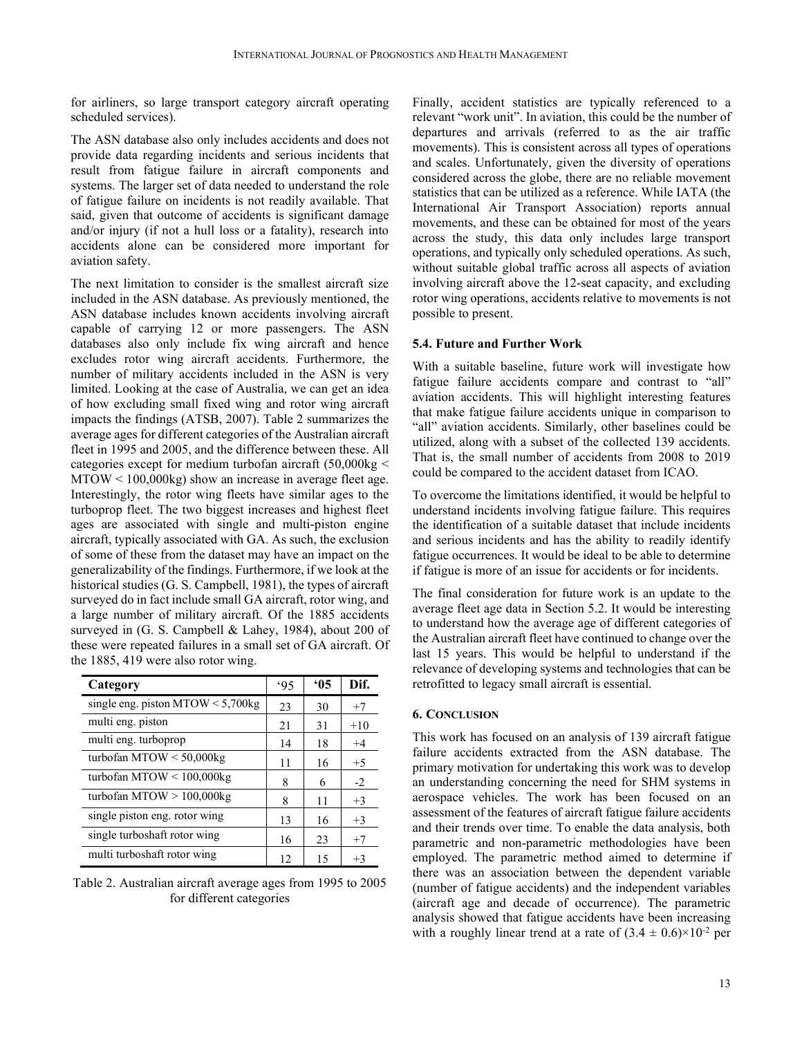for airliners, so large transport category aircraft operating scheduled services).

The ASN database also only includes accidents and does not provide data regarding incidents and serious incidents that result from fatigue failure in aircraft components and systems. The larger set of data needed to understand the role of fatigue failure on incidents is not readily available. That said, given that outcome of accidents is significant damage and/or injury (if not a hull loss or a fatality), research into accidents alone can be considered more important for aviation safety.

The next limitation to consider is the smallest aircraft size included in the ASN database. As previously mentioned, the ASN database includes known accidents involving aircraft capable of carrying 12 or more passengers. The ASN databases also only include fix wing aircraft and hence excludes rotor wing aircraft accidents. Furthermore, the number of military accidents included in the ASN is very limited. Looking at the case of Australia, we can get an idea of how excluding small fixed wing and rotor wing aircraft impacts the findings (ATSB, 2007). Table 2 summarizes the average ages for different categories of the Australian aircraft fleet in 1995 and 2005, and the difference between these. All categories except for medium turbofan aircraft (50,000kg < MTOW < 100,000kg) show an increase in average fleet age. Interestingly, the rotor wing fleets have similar ages to the turboprop fleet. The two biggest increases and highest fleet ages are associated with single and multi-piston engine aircraft, typically associated with GA. As such, the exclusion of some of these from the dataset may have an impact on the generalizability of the findings. Furthermore, if we look at the historical studies (G. S. Campbell, 1981), the types of aircraft surveyed do in fact include small GA aircraft, rotor wing, and a large number of military aircraft. Of the 1885 accidents surveyed in (G. S. Campbell & Lahey, 1984), about 200 of these were repeated failures in a small set of GA aircraft. Of the 1885, 419 were also rotor wing.

| Category | '95 | '05 | Dif. |
|---|---|---|---|
| single eng. piston MTOW < 5,700kg | 23 | 30 | +7 |
| multi eng. piston | 21 | 31 | +10 |
| multi eng. turboprop | 14 | 18 | +4 |
| turbofan MTOW < 50,000kg | 11 | 16 | +5 |
| turbofan MTOW < 100,000kg | 8 | 6 | -2 |
| turbofan MTOW > 100,000kg | 8 | 11 | +3 |
| single piston eng. rotor wing | 13 | 16 | +3 |
| single turboshaft rotor wing | 16 | 23 | +7 |
| multi turboshaft rotor wing | 12 | 15 | +3 |

Table 2. Australian aircraft average ages from 1995 to 2005 for different categories

Finally, accident statistics are typically referenced to a relevant "work unit". In aviation, this could be the number of departures and arrivals (referred to as the air traffic movements). This is consistent across all types of operations and scales. Unfortunately, given the diversity of operations considered across the globe, there are no reliable movement statistics that can be utilized as a reference. While IATA (the International Air Transport Association) reports annual movements, and these can be obtained for most of the years across the study, this data only includes large transport operations, and typically only scheduled operations. As such, without suitable global traffic across all aspects of aviation involving aircraft above the 12-seat capacity, and excluding rotor wing operations, accidents relative to movements is not possible to present.

### 5.4. Future and Further Work

With a suitable baseline, future work will investigate how fatigue failure accidents compare and contrast to "all" aviation accidents. This will highlight interesting features that make fatigue failure accidents unique in comparison to "all" aviation accidents. Similarly, other baselines could be utilized, along with a subset of the collected 139 accidents. That is, the small number of accidents from 2008 to 2019 could be compared to the accident dataset from ICAO.

To overcome the limitations identified, it would be helpful to understand incidents involving fatigue failure. This requires the identification of a suitable dataset that include incidents and serious incidents and has the ability to readily identify fatigue occurrences. It would be ideal to be able to determine if fatigue is more of an issue for accidents or for incidents.

The final consideration for future work is an update to the average fleet age data in Section 5.2. It would be interesting to understand how the average age of different categories of the Australian aircraft fleet have continued to change over the last 15 years. This would be helpful to understand if the relevance of developing systems and technologies that can be retrofitted to legacy small aircraft is essential.

## 6. Conclusion

This work has focused on an analysis of 139 aircraft fatigue failure accidents extracted from the ASN database. The primary motivation for undertaking this work was to develop an understanding concerning the need for SHM systems in aerospace vehicles. The work has been focused on an assessment of the features of aircraft fatigue failure accidents and their trends over time. To enable the data analysis, both parametric and non-parametric methodologies have been employed. The parametric method aimed to determine if there was an association between the dependent variable (number of fatigue accidents) and the independent variables (aircraft age and decade of occurrence). The parametric analysis showed that fatigue accidents have been increasing with a roughly linear trend at a rate of $(3.4 \pm 0.6)\times10^{-2}$ per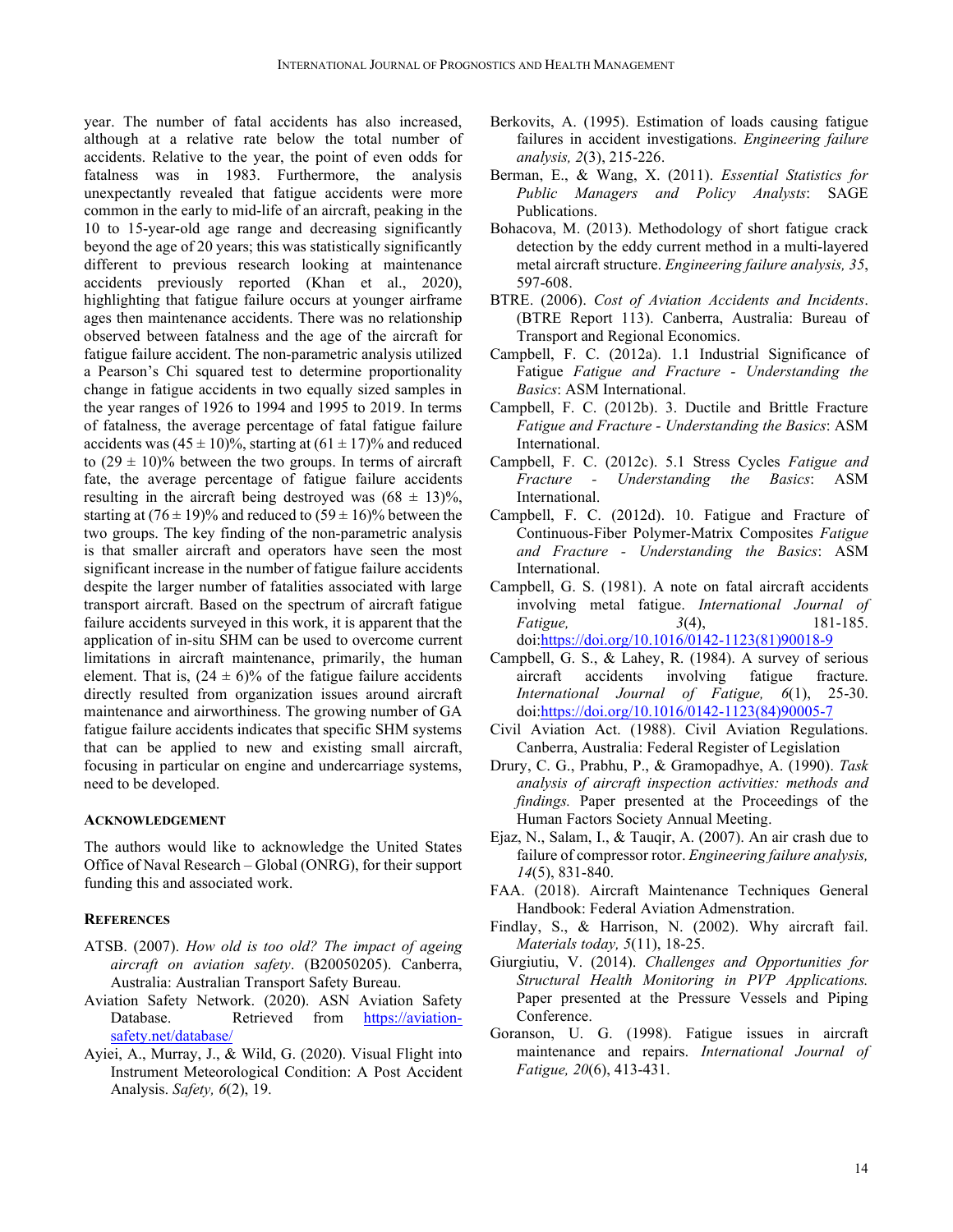year. The number of fatal accidents has also increased, although at a relative rate below the total number of accidents. Relative to the year, the point of even odds for fatalness was in 1983. Furthermore, the analysis unexpectantly revealed that fatigue accidents were more common in the early to mid-life of an aircraft, peaking in the 10 to 15-year-old age range and decreasing significantly beyond the age of 20 years; this was statistically significantly different to previous research looking at maintenance accidents previously reported (Khan et al., 2020), highlighting that fatigue failure occurs at younger airframe ages then maintenance accidents. There was no relationship observed between fatalness and the age of the aircraft for fatigue failure accident. The non-parametric analysis utilized a Pearson's Chi squared test to determine proportionality change in fatigue accidents in two equally sized samples in the year ranges of 1926 to 1994 and 1995 to 2019. In terms of fatalness, the average percentage of fatal fatigue failure accidents was $(45 \pm 10)\%$, starting at $(61 \pm 17)\%$ and reduced to $(29 \pm 10)\%$ between the two groups. In terms of aircraft fate, the average percentage of fatigue failure accidents resulting in the aircraft being destroyed was $(68 \pm 13)\%$, starting at $(76 \pm 19)\%$ and reduced to $(59 \pm 16)\%$ between the two groups. The key finding of the non-parametric analysis is that smaller aircraft and operators have seen the most significant increase in the number of fatigue failure accidents despite the larger number of fatalities associated with large transport aircraft. Based on the spectrum of aircraft fatigue failure accidents surveyed in this work, it is apparent that the application of in-situ SHM can be used to overcome current limitations in aircraft maintenance, primarily, the human element. That is, $(24 \pm 6)\%$ of the fatigue failure accidents directly resulted from organization issues around aircraft maintenance and airworthiness. The growing number of GA fatigue failure accidents indicates that specific SHM systems that can be applied to new and existing small aircraft, focusing in particular on engine and undercarriage systems, need to be developed.

### Acknowledgement

The authors would like to acknowledge the United States Office of Naval Research – Global (ONRG), for their support funding this and associated work.

### References

ATSB. (2007). *How old is too old? The impact of ageing aircraft on aviation safety*. (B20050205). Canberra, Australia: Australian Transport Safety Bureau.

Aviation Safety Network. (2020). ASN Aviation Safety Database. Retrieved from https://aviation-safety.net/database/

Ayiei, A., Murray, J., & Wild, G. (2020). Visual Flight into Instrument Meteorological Condition: A Post Accident Analysis. *Safety, 6*(2), 19.

Berkovits, A. (1995). Estimation of loads causing fatigue failures in accident investigations. *Engineering failure analysis, 2*(3), 215-226.

Berman, E., & Wang, X. (2011). *Essential Statistics for Public Managers and Policy Analysts*: SAGE Publications.

Bohacova, M. (2013). Methodology of short fatigue crack detection by the eddy current method in a multi-layered metal aircraft structure. *Engineering failure analysis, 35*, 597-608.

BTRE. (2006). *Cost of Aviation Accidents and Incidents*. (BTRE Report 113). Canberra, Australia: Bureau of Transport and Regional Economics.

Campbell, F. C. (2012a). 1.1 Industrial Significance of Fatigue *Fatigue and Fracture - Understanding the Basics*: ASM International.

Campbell, F. C. (2012b). 3. Ductile and Brittle Fracture *Fatigue and Fracture - Understanding the Basics*: ASM International.

Campbell, F. C. (2012c). 5.1 Stress Cycles *Fatigue and Fracture - Understanding the Basics*: ASM International.

Campbell, F. C. (2012d). 10. Fatigue and Fracture of Continuous-Fiber Polymer-Matrix Composites *Fatigue and Fracture - Understanding the Basics*: ASM International.

Campbell, G. S. (1981). A note on fatal aircraft accidents involving metal fatigue. *International Journal of Fatigue, 3*(4), 181-185. doi:https://doi.org/10.1016/0142-1123(81)90018-9

Campbell, G. S., & Lahey, R. (1984). A survey of serious aircraft accidents involving fatigue fracture. *International Journal of Fatigue, 6*(1), 25-30. doi:https://doi.org/10.1016/0142-1123(84)90005-7

Civil Aviation Act. (1988). Civil Aviation Regulations. Canberra, Australia: Federal Register of Legislation

Drury, C. G., Prabhu, P., & Gramopadhye, A. (1990). *Task analysis of aircraft inspection activities: methods and findings.* Paper presented at the Proceedings of the Human Factors Society Annual Meeting.

Ejaz, N., Salam, I., & Tauqir, A. (2007). An air crash due to failure of compressor rotor. *Engineering failure analysis, 14*(5), 831-840.

FAA. (2018). Aircraft Maintenance Techniques General Handbook: Federal Aviation Admenstration.

Findlay, S., & Harrison, N. (2002). Why aircraft fail. *Materials today, 5*(11), 18-25.

Giurgiutiu, V. (2014). *Challenges and Opportunities for Structural Health Monitoring in PVP Applications.* Paper presented at the Pressure Vessels and Piping Conference.

Goranson, U. G. (1998). Fatigue issues in aircraft maintenance and repairs. *International Journal of Fatigue, 20*(6), 413-431.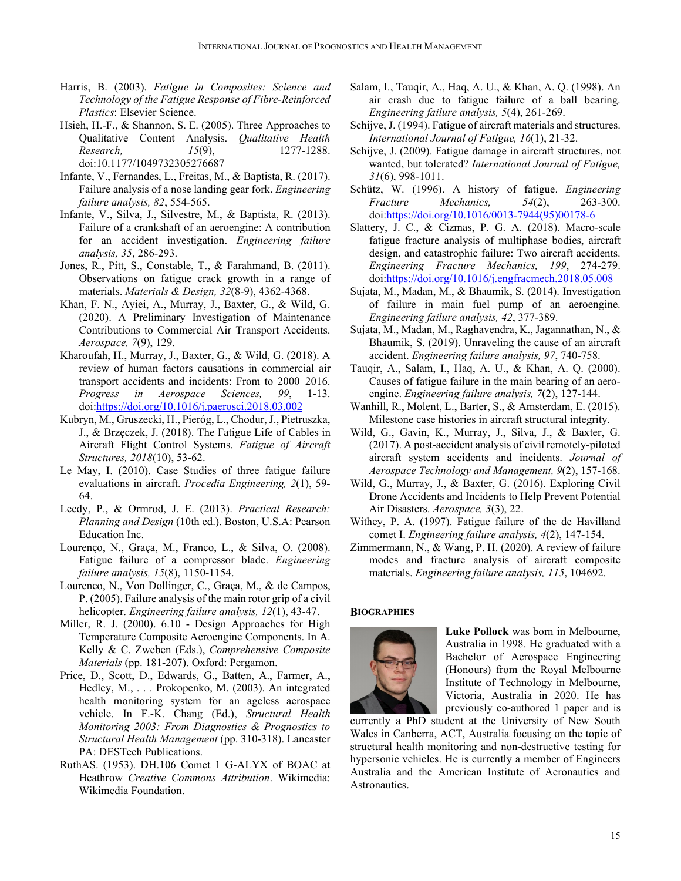Harris, B. (2003). *Fatigue in Composites: Science and Technology of the Fatigue Response of Fibre-Reinforced Plastics*: Elsevier Science.

Hsieh, H.-F., & Shannon, S. E. (2005). Three Approaches to Qualitative Content Analysis. *Qualitative Health Research, 15*(9), 1277-1288. doi:10.1177/1049732305276687

Infante, V., Fernandes, L., Freitas, M., & Baptista, R. (2017). Failure analysis of a nose landing gear fork. *Engineering failure analysis, 82*, 554-565.

Infante, V., Silva, J., Silvestre, M., & Baptista, R. (2013). Failure of a crankshaft of an aeroengine: A contribution for an accident investigation. *Engineering failure analysis, 35*, 286-293.

Jones, R., Pitt, S., Constable, T., & Farahmand, B. (2011). Observations on fatigue crack growth in a range of materials. *Materials & Design, 32*(8-9), 4362-4368.

Khan, F. N., Ayiei, A., Murray, J., Baxter, G., & Wild, G. (2020). A Preliminary Investigation of Maintenance Contributions to Commercial Air Transport Accidents. *Aerospace, 7*(9), 129.

Kharoufah, H., Murray, J., Baxter, G., & Wild, G. (2018). A review of human factors causations in commercial air transport accidents and incidents: From to 2000–2016. *Progress in Aerospace Sciences, 99*, 1-13. doi:https://doi.org/10.1016/j.paerosci.2018.03.002

Kubryn, M., Gruszecki, H., Pieróg, L., Chodur, J., Pietruszka, J., & Brzęczek, J. (2018). The Fatigue Life of Cables in Aircraft Flight Control Systems. *Fatigue of Aircraft Structures, 2018*(10), 53-62.

Le May, I. (2010). Case Studies of three fatigue failure evaluations in aircraft. *Procedia Engineering, 2*(1), 59-64.

Leedy, P., & Ormrod, J. E. (2013). *Practical Research: Planning and Design* (10th ed.). Boston, U.S.A: Pearson Education Inc.

Lourenço, N., Graça, M., Franco, L., & Silva, O. (2008). Fatigue failure of a compressor blade. *Engineering failure analysis, 15*(8), 1150-1154.

Lourenco, N., Von Dollinger, C., Graça, M., & de Campos, P. (2005). Failure analysis of the main rotor grip of a civil helicopter. *Engineering failure analysis, 12*(1), 43-47.

Miller, R. J. (2000). 6.10 - Design Approaches for High Temperature Composite Aeroengine Components. In A. Kelly & C. Zweben (Eds.), *Comprehensive Composite Materials* (pp. 181-207). Oxford: Pergamon.

Price, D., Scott, D., Edwards, G., Batten, A., Farmer, A., Hedley, M., . . . Prokopenko, M. (2003). An integrated health monitoring system for an ageless aerospace vehicle. In F.-K. Chang (Ed.), *Structural Health Monitoring 2003: From Diagnostics & Prognostics to Structural Health Management* (pp. 310-318). Lancaster PA: DESTech Publications.

RuthAS. (1953). DH.106 Comet 1 G-ALYX of BOAC at Heathrow *Creative Commons Attribution*. Wikimedia: Wikimedia Foundation.

Salam, I., Tauqir, A., Haq, A. U., & Khan, A. Q. (1998). An air crash due to fatigue failure of a ball bearing. *Engineering failure analysis, 5*(4), 261-269.

Schijve, J. (1994). Fatigue of aircraft materials and structures. *International Journal of Fatigue, 16*(1), 21-32.

Schijve, J. (2009). Fatigue damage in aircraft structures, not wanted, but tolerated? *International Journal of Fatigue, 31*(6), 998-1011.

Schütz, W. (1996). A history of fatigue. *Engineering Fracture Mechanics, 54*(2), 263-300. doi:https://doi.org/10.1016/0013-7944(95)00178-6

Slattery, J. C., & Cizmas, P. G. A. (2018). Macro-scale fatigue fracture analysis of multiphase bodies, aircraft design, and catastrophic failure: Two aircraft accidents. *Engineering Fracture Mechanics, 199*, 274-279. doi:https://doi.org/10.1016/j.engfracmech.2018.05.008

Sujata, M., Madan, M., & Bhaumik, S. (2014). Investigation of failure in main fuel pump of an aeroengine. *Engineering failure analysis, 42*, 377-389.

Sujata, M., Madan, M., Raghavendra, K., Jagannathan, N., & Bhaumik, S. (2019). Unraveling the cause of an aircraft accident. *Engineering failure analysis, 97*, 740-758.

Tauqir, A., Salam, I., Haq, A. U., & Khan, A. Q. (2000). Causes of fatigue failure in the main bearing of an aero-engine. *Engineering failure analysis, 7*(2), 127-144.

Wanhill, R., Molent, L., Barter, S., & Amsterdam, E. (2015). Milestone case histories in aircraft structural integrity.

Wild, G., Gavin, K., Murray, J., Silva, J., & Baxter, G. (2017). A post-accident analysis of civil remotely-piloted aircraft system accidents and incidents. *Journal of Aerospace Technology and Management, 9*(2), 157-168.

Wild, G., Murray, J., & Baxter, G. (2016). Exploring Civil Drone Accidents and Incidents to Help Prevent Potential Air Disasters. *Aerospace, 3*(3), 22.

Withey, P. A. (1997). Fatigue failure of the de Havilland comet I. *Engineering failure analysis, 4*(2), 147-154.

Zimmermann, N., & Wang, P. H. (2020). A review of failure modes and fracture analysis of aircraft composite materials. *Engineering failure analysis, 115*, 104692.

## Biographies

**Luke Pollock** was born in Melbourne, Australia in 1998. He graduated with a Bachelor of Aerospace Engineering (Honours) from the Royal Melbourne Institute of Technology in Melbourne, Victoria, Australia in 2020. He has previously co-authored 1 paper and is currently a PhD student at the University of New South Wales in Canberra, ACT, Australia focusing on the topic of structural health monitoring and non-destructive testing for hypersonic vehicles. He is currently a member of Engineers Australia and the American Institute of Aeronautics and Astronautics.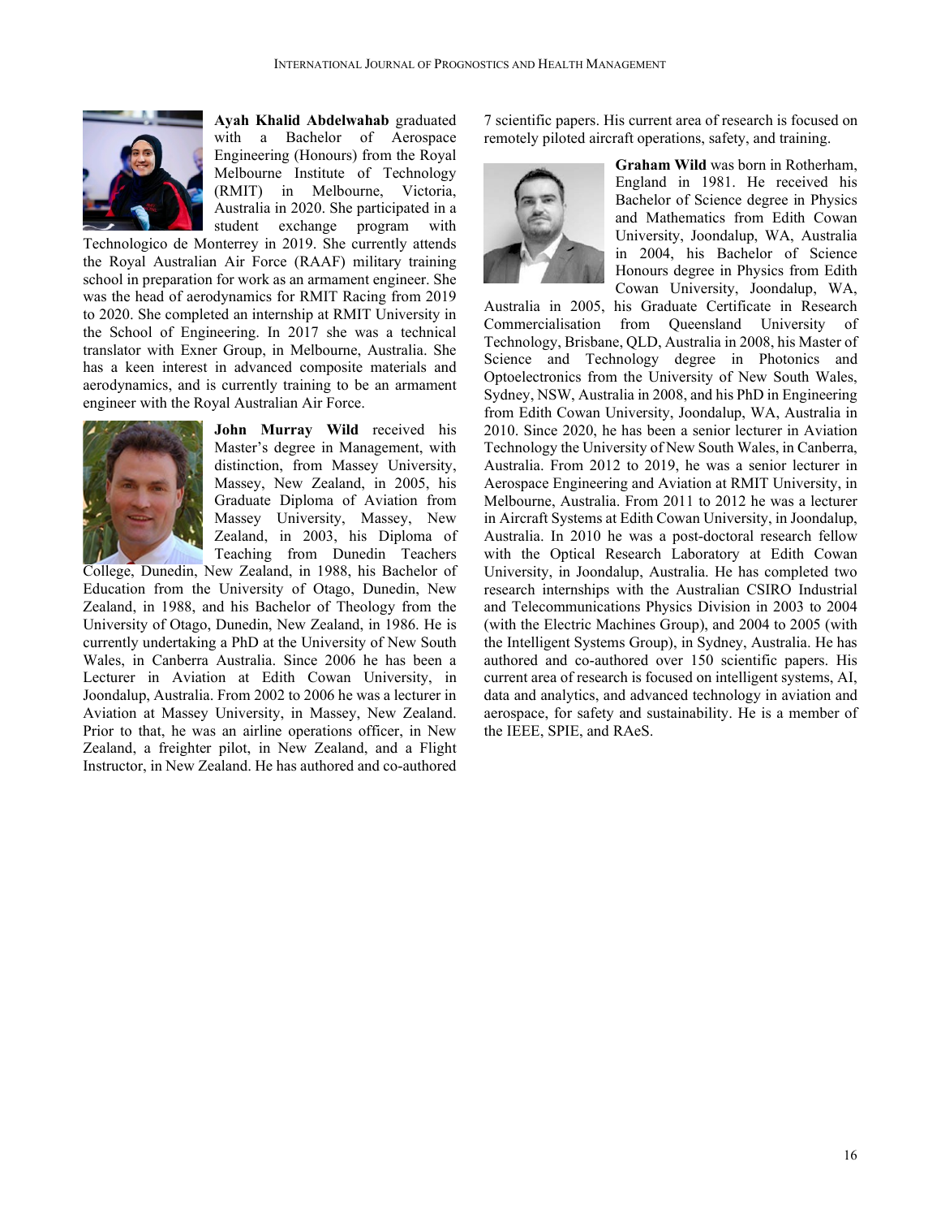**Ayah Khalid Abdelwahab** graduated with a Bachelor of Aerospace Engineering (Honours) from the Royal Melbourne Institute of Technology (RMIT) in Melbourne, Victoria, Australia in 2020. She participated in a student exchange program with Technologico de Monterrey in 2019. She currently attends the Royal Australian Air Force (RAAF) military training school in preparation for work as an armament engineer. She was the head of aerodynamics for RMIT Racing from 2019 to 2020. She completed an internship at RMIT University in the School of Engineering. In 2017 she was a technical translator with Exner Group, in Melbourne, Australia. She has a keen interest in advanced composite materials and aerodynamics, and is currently training to be an armament engineer with the Royal Australian Air Force.

**John Murray Wild** received his Master's degree in Management, with distinction, from Massey University, Massey, New Zealand, in 2005, his Graduate Diploma of Aviation from Massey University, Massey, New Zealand, in 2003, his Diploma of Teaching from Dunedin Teachers College, Dunedin, New Zealand, in 1988, his Bachelor of Education from the University of Otago, Dunedin, New Zealand, in 1988, and his Bachelor of Theology from the University of Otago, Dunedin, New Zealand, in 1986. He is currently undertaking a PhD at the University of New South Wales, in Canberra Australia. Since 2006 he has been a Lecturer in Aviation at Edith Cowan University, in Joondalup, Australia. From 2002 to 2006 he was a lecturer in Aviation at Massey University, in Massey, New Zealand. Prior to that, he was an airline operations officer, in New Zealand, a freighter pilot, in New Zealand, and a Flight Instructor, in New Zealand. He has authored and co-authored 7 scientific papers. His current area of research is focused on remotely piloted aircraft operations, safety, and training.

**Graham Wild** was born in Rotherham, England in 1981. He received his Bachelor of Science degree in Physics and Mathematics from Edith Cowan University, Joondalup, WA, Australia in 2004, his Bachelor of Science Honours degree in Physics from Edith Cowan University, Joondalup, WA, Australia in 2005, his Graduate Certificate in Research Commercialisation from Queensland University of Technology, Brisbane, QLD, Australia in 2008, his Master of Science and Technology degree in Photonics and Optoelectronics from the University of New South Wales, Sydney, NSW, Australia in 2008, and his PhD in Engineering from Edith Cowan University, Joondalup, WA, Australia in 2010. Since 2020, he has been a senior lecturer in Aviation Technology the University of New South Wales, in Canberra, Australia. From 2012 to 2019, he was a senior lecturer in Aerospace Engineering and Aviation at RMIT University, in Melbourne, Australia. From 2011 to 2012 he was a lecturer in Aircraft Systems at Edith Cowan University, in Joondalup, Australia. In 2010 he was a post-doctoral research fellow with the Optical Research Laboratory at Edith Cowan University, in Joondalup, Australia. He has completed two research internships with the Australian CSIRO Industrial and Telecommunications Physics Division in 2003 to 2004 (with the Electric Machines Group), and 2004 to 2005 (with the Intelligent Systems Group), in Sydney, Australia. He has authored and co-authored over 150 scientific papers. His current area of research is focused on intelligent systems, AI, data and analytics, and advanced technology in aviation and aerospace, for safety and sustainability. He is a member of the IEEE, SPIE, and RAeS.